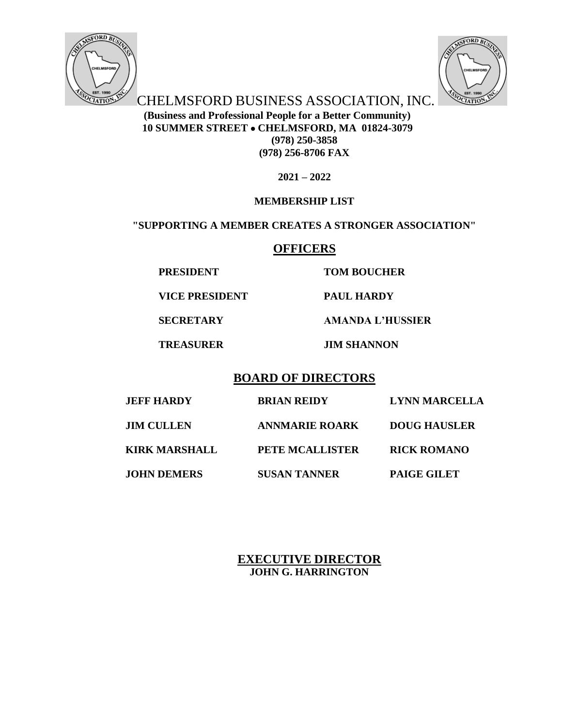# CHELMSFORD BUSINESS ASSOCIATION, INC.

**(Business and Professional People for a Better Community)**
**10 SUMMER STREET • CHELMSFORD, MA 01824-3079**
**(978) 250-3858**
**(978) 256-8706 FAX**

**2021 – 2022**

**MEMBERSHIP LIST**

**"SUPPORTING A MEMBER CREATES A STRONGER ASSOCIATION"**

## OFFICERS

| | |
|---|---|
| **PRESIDENT** | **TOM BOUCHER** |
| **VICE PRESIDENT** | **PAUL HARDY** |
| **SECRETARY** | **AMANDA L'HUSSIER** |
| **TREASURER** | **JIM SHANNON** |

## BOARD OF DIRECTORS

| | | |
|---|---|---|
| **JEFF HARDY** | **BRIAN REIDY** | **LYNN MARCELLA** |
| **JIM CULLEN** | **ANNMARIE ROARK** | **DOUG HAUSLER** |
| **KIRK MARSHALL** | **PETE MCALLISTER** | **RICK ROMANO** |
| **JOHN DEMERS** | **SUSAN TANNER** | **PAIGE GILET** |

## EXECUTIVE DIRECTOR

**JOHN G. HARRINGTON**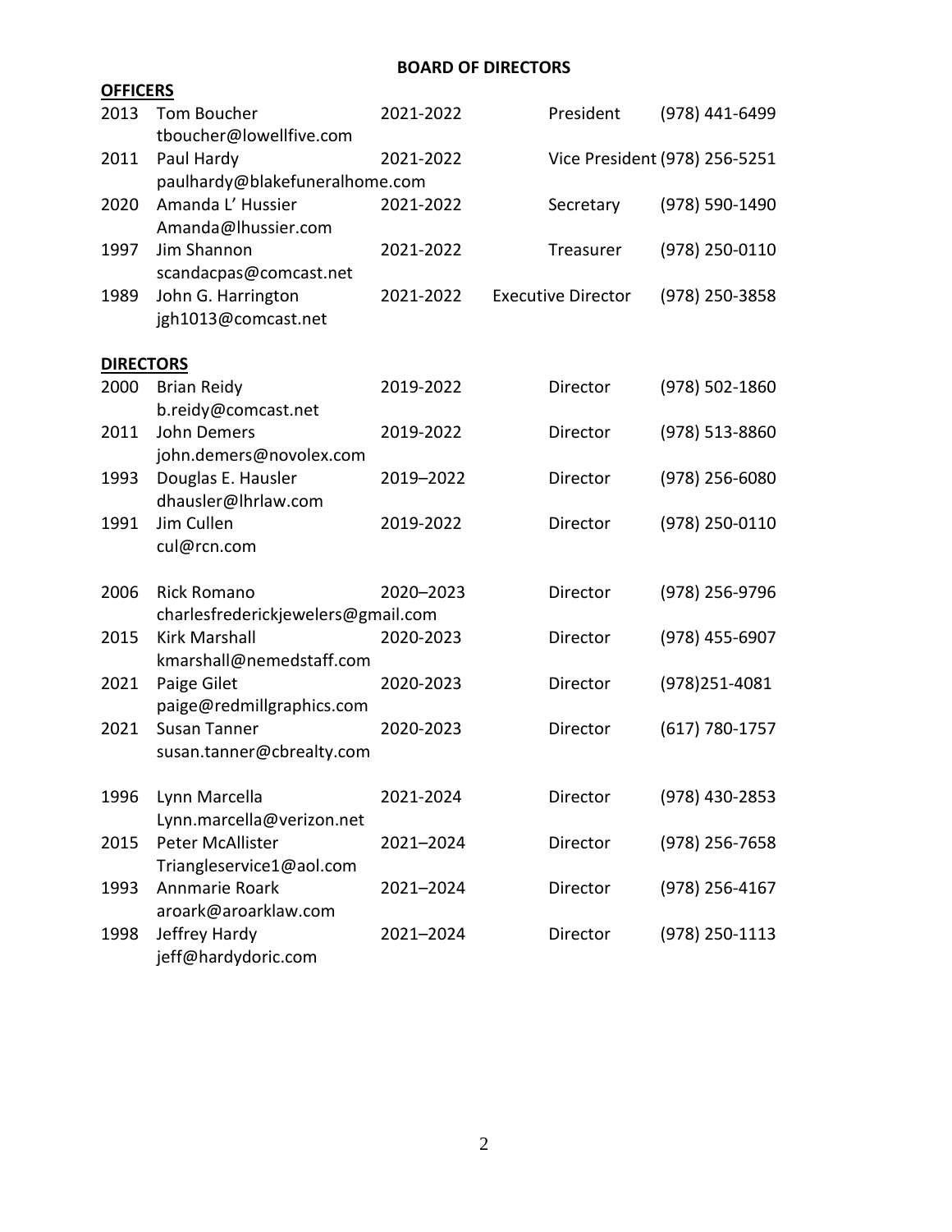# BOARD OF DIRECTORS

## OFFICERS

| Year | Name | Term | Position | Phone |
|---|---|---|---|---|
| 2013 | Tom Boucher<br>tboucher@lowellfive.com | 2021-2022 | President | (978) 441-6499 |
| 2011 | Paul Hardy<br>paulhardy@blakefuneralhome.com | 2021-2022 | Vice President | (978) 256-5251 |
| 2020 | Amanda L' Hussier<br>Amanda@lhussier.com | 2021-2022 | Secretary | (978) 590-1490 |
| 1997 | Jim Shannon<br>scandacpas@comcast.net | 2021-2022 | Treasurer | (978) 250-0110 |
| 1989 | John G. Harrington<br>jgh1013@comcast.net | 2021-2022 | Executive Director | (978) 250-3858 |

## DIRECTORS

| Year | Name | Term | Position | Phone |
|---|---|---|---|---|
| 2000 | Brian Reidy<br>b.reidy@comcast.net | 2019-2022 | Director | (978) 502-1860 |
| 2011 | John Demers<br>john.demers@novolex.com | 2019-2022 | Director | (978) 513-8860 |
| 1993 | Douglas E. Hausler<br>dhausler@lhrlaw.com | 2019–2022 | Director | (978) 256-6080 |
| 1991 | Jim Cullen<br>cul@rcn.com | 2019-2022 | Director | (978) 250-0110 |
| 2006 | Rick Romano<br>charlesfrederickjewelers@gmail.com | 2020–2023 | Director | (978) 256-9796 |
| 2015 | Kirk Marshall<br>kmarshall@nemedstaff.com | 2020-2023 | Director | (978) 455-6907 |
| 2021 | Paige Gilet<br>paige@redmillgraphics.com | 2020-2023 | Director | (978)251-4081 |
| 2021 | Susan Tanner<br>susan.tanner@cbrealty.com | 2020-2023 | Director | (617) 780-1757 |
| 1996 | Lynn Marcella<br>Lynn.marcella@verizon.net | 2021-2024 | Director | (978) 430-2853 |
| 2015 | Peter McAllister<br>Triangleservice1@aol.com | 2021–2024 | Director | (978) 256-7658 |
| 1993 | Annmarie Roark<br>aroark@aroarklaw.com | 2021–2024 | Director | (978) 256-4167 |
| 1998 | Jeffrey Hardy<br>jeff@hardydoric.com | 2021–2024 | Director | (978) 250-1113 |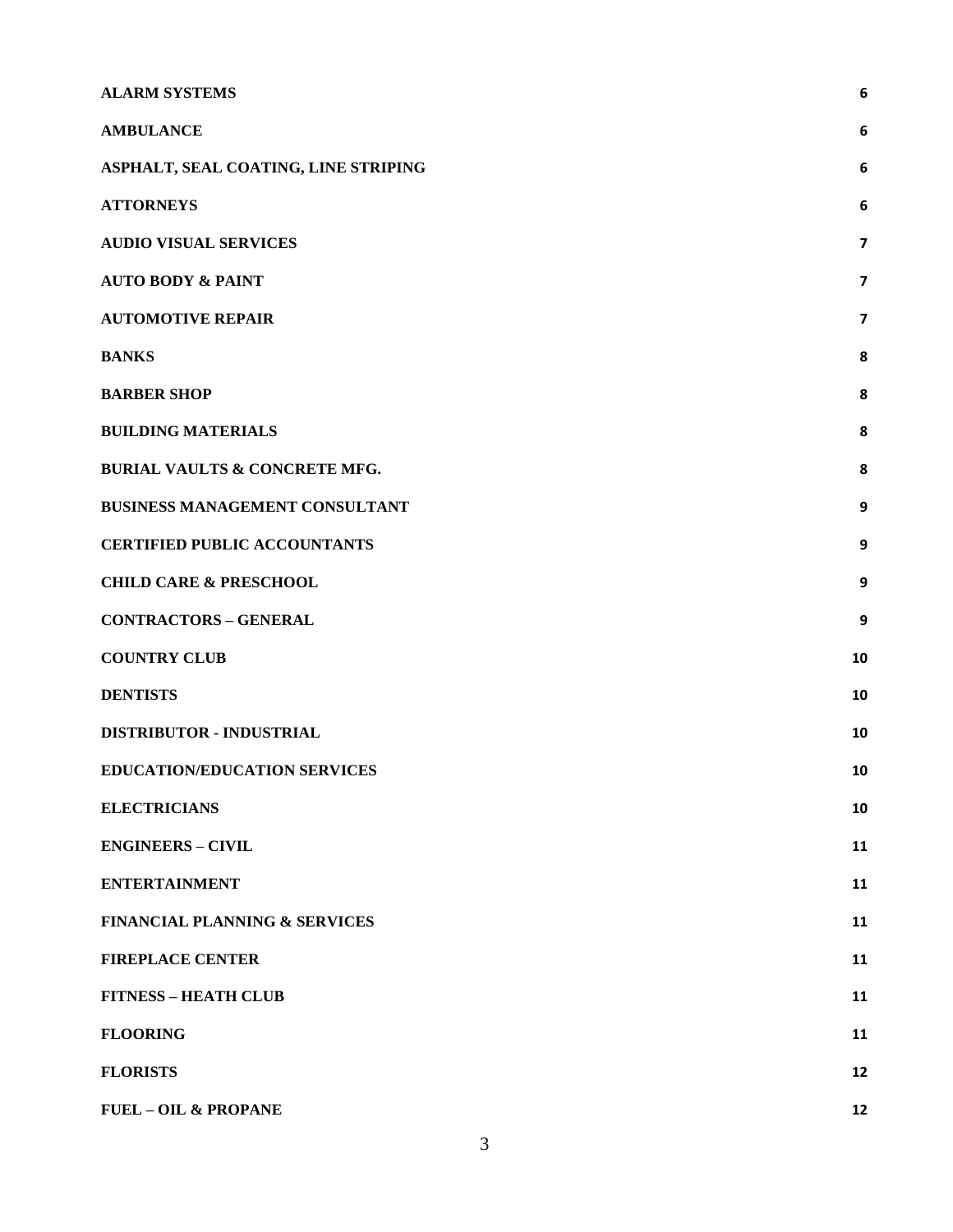| | |
|---|---|
| **ALARM SYSTEMS** | **6** |
| **AMBULANCE** | **6** |
| **ASPHALT, SEAL COATING, LINE STRIPING** | **6** |
| **ATTORNEYS** | **6** |
| **AUDIO VISUAL SERVICES** | **7** |
| **AUTO BODY & PAINT** | **7** |
| **AUTOMOTIVE REPAIR** | **7** |
| **BANKS** | **8** |
| **BARBER SHOP** | **8** |
| **BUILDING MATERIALS** | **8** |
| **BURIAL VAULTS & CONCRETE MFG.** | **8** |
| **BUSINESS MANAGEMENT CONSULTANT** | **9** |
| **CERTIFIED PUBLIC ACCOUNTANTS** | **9** |
| **CHILD CARE & PRESCHOOL** | **9** |
| **CONTRACTORS – GENERAL** | **9** |
| **COUNTRY CLUB** | **10** |
| **DENTISTS** | **10** |
| **DISTRIBUTOR - INDUSTRIAL** | **10** |
| **EDUCATION/EDUCATION SERVICES** | **10** |
| **ELECTRICIANS** | **10** |
| **ENGINEERS – CIVIL** | **11** |
| **ENTERTAINMENT** | **11** |
| **FINANCIAL PLANNING & SERVICES** | **11** |
| **FIREPLACE CENTER** | **11** |
| **FITNESS – HEATH CLUB** | **11** |
| **FLOORING** | **11** |
| **FLORISTS** | **12** |
| **FUEL – OIL & PROPANE** | **12** |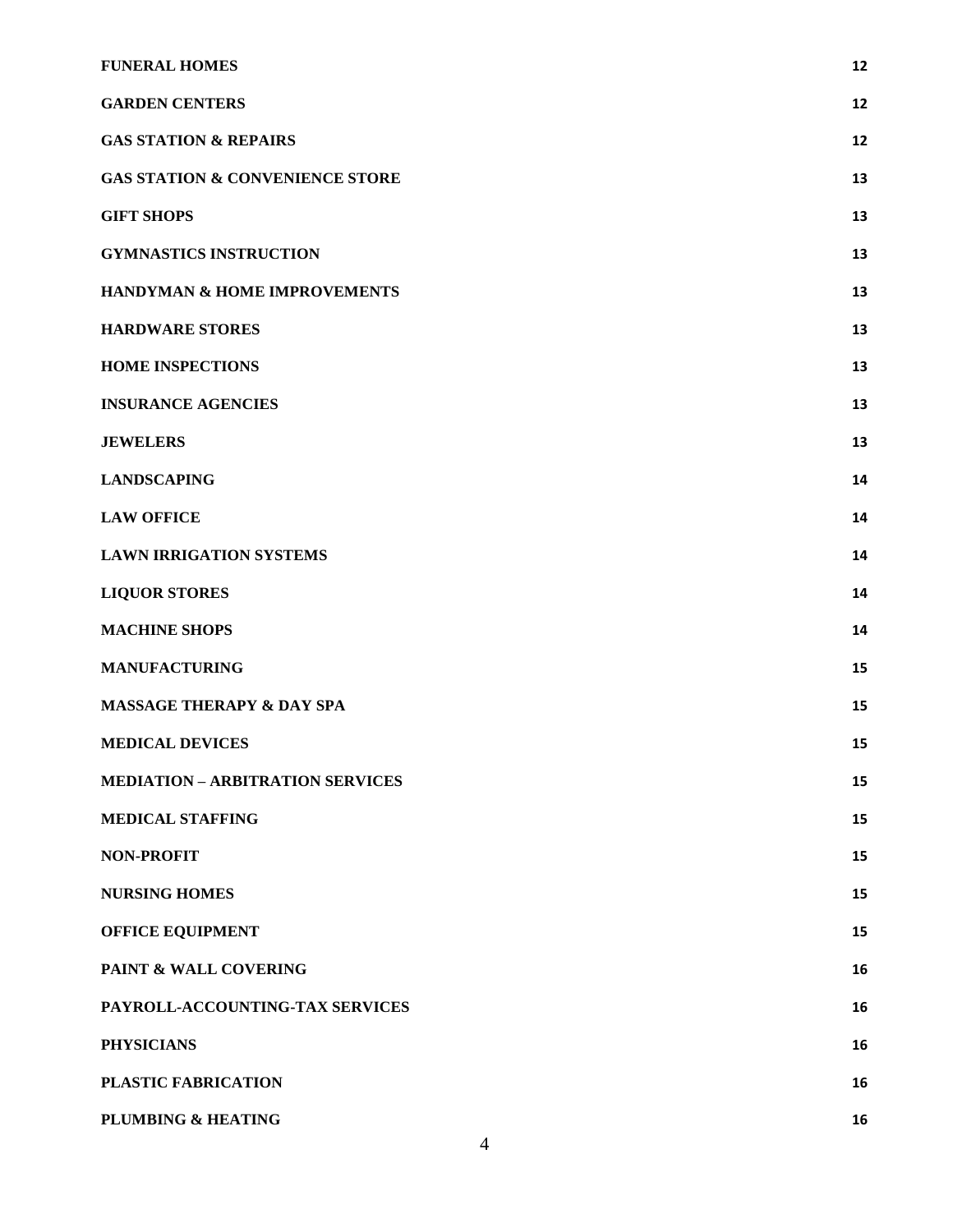| | |
|---|---|
| **FUNERAL HOMES** | 12 |
| **GARDEN CENTERS** | 12 |
| **GAS STATION & REPAIRS** | 12 |
| **GAS STATION & CONVENIENCE STORE** | 13 |
| **GIFT SHOPS** | 13 |
| **GYMNASTICS INSTRUCTION** | 13 |
| **HANDYMAN & HOME IMPROVEMENTS** | 13 |
| **HARDWARE STORES** | 13 |
| **HOME INSPECTIONS** | 13 |
| **INSURANCE AGENCIES** | 13 |
| **JEWELERS** | 13 |
| **LANDSCAPING** | 14 |
| **LAW OFFICE** | 14 |
| **LAWN IRRIGATION SYSTEMS** | 14 |
| **LIQUOR STORES** | 14 |
| **MACHINE SHOPS** | 14 |
| **MANUFACTURING** | 15 |
| **MASSAGE THERAPY & DAY SPA** | 15 |
| **MEDICAL DEVICES** | 15 |
| **MEDIATION – ARBITRATION SERVICES** | 15 |
| **MEDICAL STAFFING** | 15 |
| **NON-PROFIT** | 15 |
| **NURSING HOMES** | 15 |
| **OFFICE EQUIPMENT** | 15 |
| **PAINT & WALL COVERING** | 16 |
| **PAYROLL-ACCOUNTING-TAX SERVICES** | 16 |
| **PHYSICIANS** | 16 |
| **PLASTIC FABRICATION** | 16 |
| **PLUMBING & HEATING** | 16 |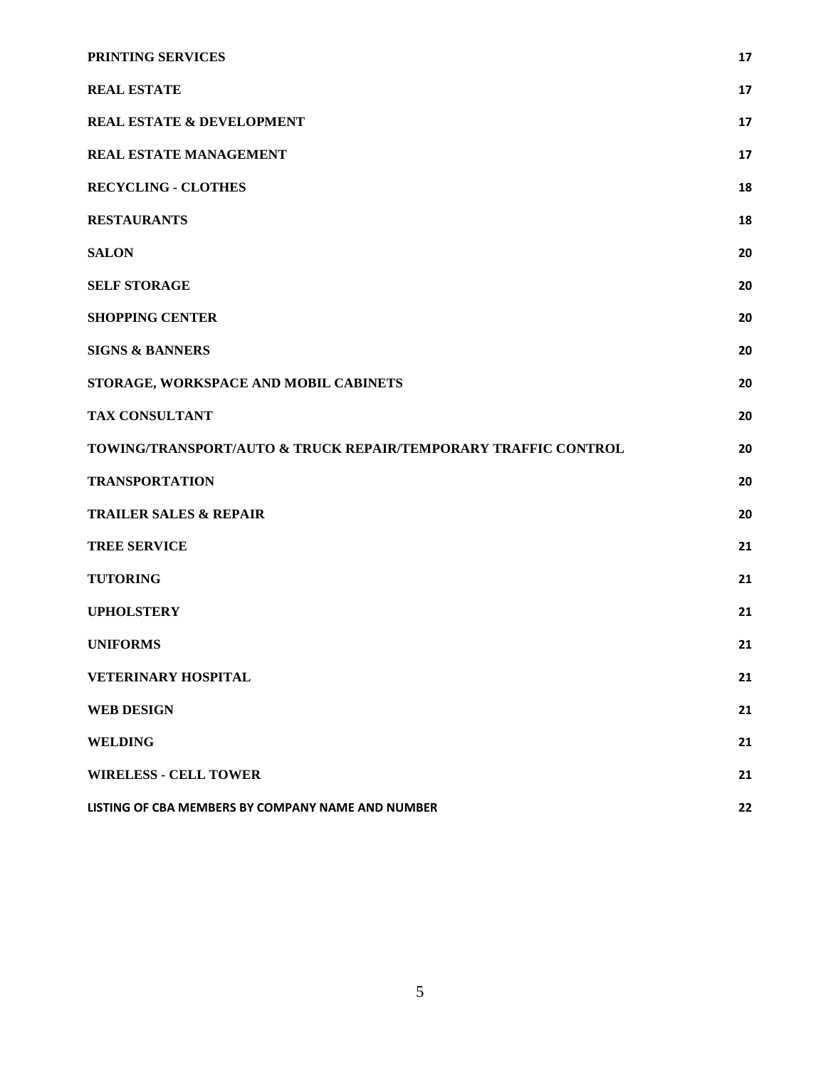| | |
|---|---|
| **PRINTING SERVICES** | **17** |
| **REAL ESTATE** | **17** |
| **REAL ESTATE & DEVELOPMENT** | **17** |
| **REAL ESTATE MANAGEMENT** | **17** |
| **RECYCLING - CLOTHES** | **18** |
| **RESTAURANTS** | **18** |
| **SALON** | **20** |
| **SELF STORAGE** | **20** |
| **SHOPPING CENTER** | **20** |
| **SIGNS & BANNERS** | **20** |
| **STORAGE, WORKSPACE AND MOBIL CABINETS** | **20** |
| **TAX CONSULTANT** | **20** |
| **TOWING/TRANSPORT/AUTO & TRUCK REPAIR/TEMPORARY TRAFFIC CONTROL** | **20** |
| **TRANSPORTATION** | **20** |
| **TRAILER SALES & REPAIR** | **20** |
| **TREE SERVICE** | **21** |
| **TUTORING** | **21** |
| **UPHOLSTERY** | **21** |
| **UNIFORMS** | **21** |
| **VETERINARY HOSPITAL** | **21** |
| **WEB DESIGN** | **21** |
| **WELDING** | **21** |
| **WIRELESS - CELL TOWER** | **21** |
| **LISTING OF CBA MEMBERS BY COMPANY NAME AND NUMBER** | **22** |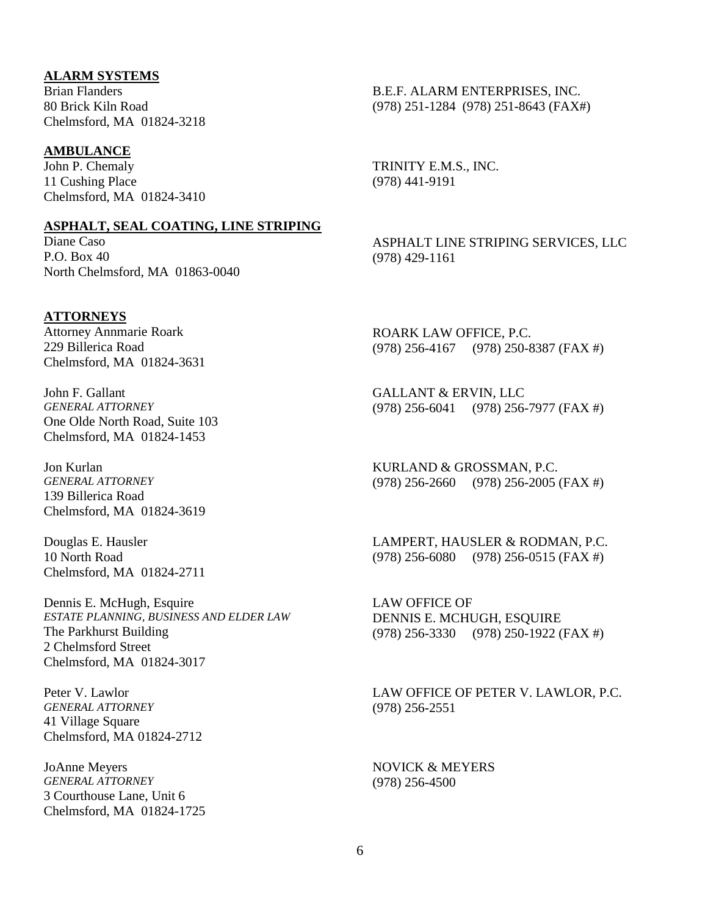## ALARM SYSTEMS

Brian Flanders
80 Brick Kiln Road
Chelmsford, MA 01824-3218

B.E.F. ALARM ENTERPRISES, INC.
(978) 251-1284 (978) 251-8643 (FAX#)

## AMBULANCE

John P. Chemaly
11 Cushing Place
Chelmsford, MA 01824-3410

TRINITY E.M.S., INC.
(978) 441-9191

## ASPHALT, SEAL COATING, LINE STRIPING

Diane Caso
P.O. Box 40
North Chelmsford, MA 01863-0040

ASPHALT LINE STRIPING SERVICES, LLC
(978) 429-1161

## ATTORNEYS

Attorney Annmarie Roark
229 Billerica Road
Chelmsford, MA 01824-3631

ROARK LAW OFFICE, P.C.
(978) 256-4167 (978) 250-8387 (FAX #)

John F. Gallant
*GENERAL ATTORNEY*
One Olde North Road, Suite 103
Chelmsford, MA 01824-1453

GALLANT & ERVIN, LLC
(978) 256-6041 (978) 256-7977 (FAX #)

Jon Kurlan
*GENERAL ATTORNEY*
139 Billerica Road
Chelmsford, MA 01824-3619

KURLAND & GROSSMAN, P.C.
(978) 256-2660 (978) 256-2005 (FAX #)

Douglas E. Hausler
10 North Road
Chelmsford, MA 01824-2711

LAMPERT, HAUSLER & RODMAN, P.C.
(978) 256-6080 (978) 256-0515 (FAX #)

Dennis E. McHugh, Esquire
*ESTATE PLANNING, BUSINESS AND ELDER LAW*
The Parkhurst Building
2 Chelmsford Street
Chelmsford, MA 01824-3017

LAW OFFICE OF
DENNIS E. MCHUGH, ESQUIRE
(978) 256-3330 (978) 250-1922 (FAX #)

Peter V. Lawlor
*GENERAL ATTORNEY*
41 Village Square
Chelmsford, MA 01824-2712

LAW OFFICE OF PETER V. LAWLOR, P.C.
(978) 256-2551

JoAnne Meyers
*GENERAL ATTORNEY*
3 Courthouse Lane, Unit 6
Chelmsford, MA 01824-1725

NOVICK & MEYERS
(978) 256-4500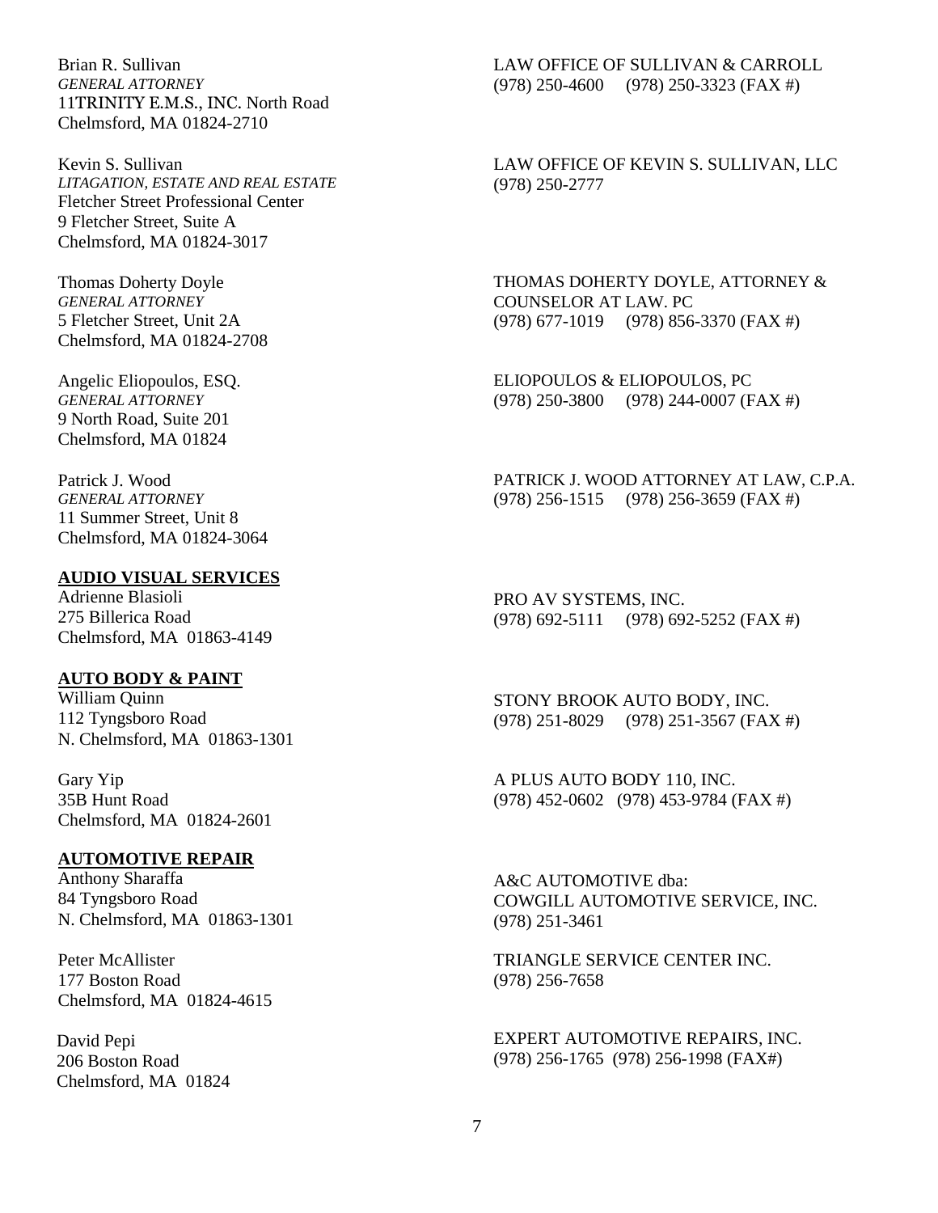Brian R. Sullivan
*GENERAL ATTORNEY*
11TRINITY E.M.S., INC. North Road
Chelmsford, MA 01824-2710

LAW OFFICE OF SULLIVAN & CARROLL
(978) 250-4600 (978) 250-3323 (FAX #)

Kevin S. Sullivan
*LITAGATION, ESTATE AND REAL ESTATE*
Fletcher Street Professional Center
9 Fletcher Street, Suite A
Chelmsford, MA 01824-3017

LAW OFFICE OF KEVIN S. SULLIVAN, LLC
(978) 250-2777

Thomas Doherty Doyle
*GENERAL ATTORNEY*
5 Fletcher Street, Unit 2A
Chelmsford, MA 01824-2708

THOMAS DOHERTY DOYLE, ATTORNEY & COUNSELOR AT LAW. PC
(978) 677-1019 (978) 856-3370 (FAX #)

Angelic Eliopoulos, ESQ.
*GENERAL ATTORNEY*
9 North Road, Suite 201
Chelmsford, MA 01824

ELIOPOULOS & ELIOPOULOS, PC
(978) 250-3800 (978) 244-0007 (FAX #)

Patrick J. Wood
*GENERAL ATTORNEY*
11 Summer Street, Unit 8
Chelmsford, MA 01824-3064

PATRICK J. WOOD ATTORNEY AT LAW, C.P.A.
(978) 256-1515 (978) 256-3659 (FAX #)

## AUDIO VISUAL SERVICES

Adrienne Blasioli
275 Billerica Road
Chelmsford, MA 01863-4149

PRO AV SYSTEMS, INC.
(978) 692-5111 (978) 692-5252 (FAX #)

## AUTO BODY & PAINT

William Quinn
112 Tyngsboro Road
N. Chelmsford, MA 01863-1301

STONY BROOK AUTO BODY, INC.
(978) 251-8029 (978) 251-3567 (FAX #)

Gary Yip
35B Hunt Road
Chelmsford, MA 01824-2601

A PLUS AUTO BODY 110, INC.
(978) 452-0602 (978) 453-9784 (FAX #)

## AUTOMOTIVE REPAIR

Anthony Sharaffa
84 Tyngsboro Road
N. Chelmsford, MA 01863-1301

A&C AUTOMOTIVE dba:
COWGILL AUTOMOTIVE SERVICE, INC.
(978) 251-3461

Peter McAllister
177 Boston Road
Chelmsford, MA 01824-4615

TRIANGLE SERVICE CENTER INC.
(978) 256-7658

David Pepi
206 Boston Road
Chelmsford, MA 01824

EXPERT AUTOMOTIVE REPAIRS, INC.
(978) 256-1765 (978) 256-1998 (FAX#)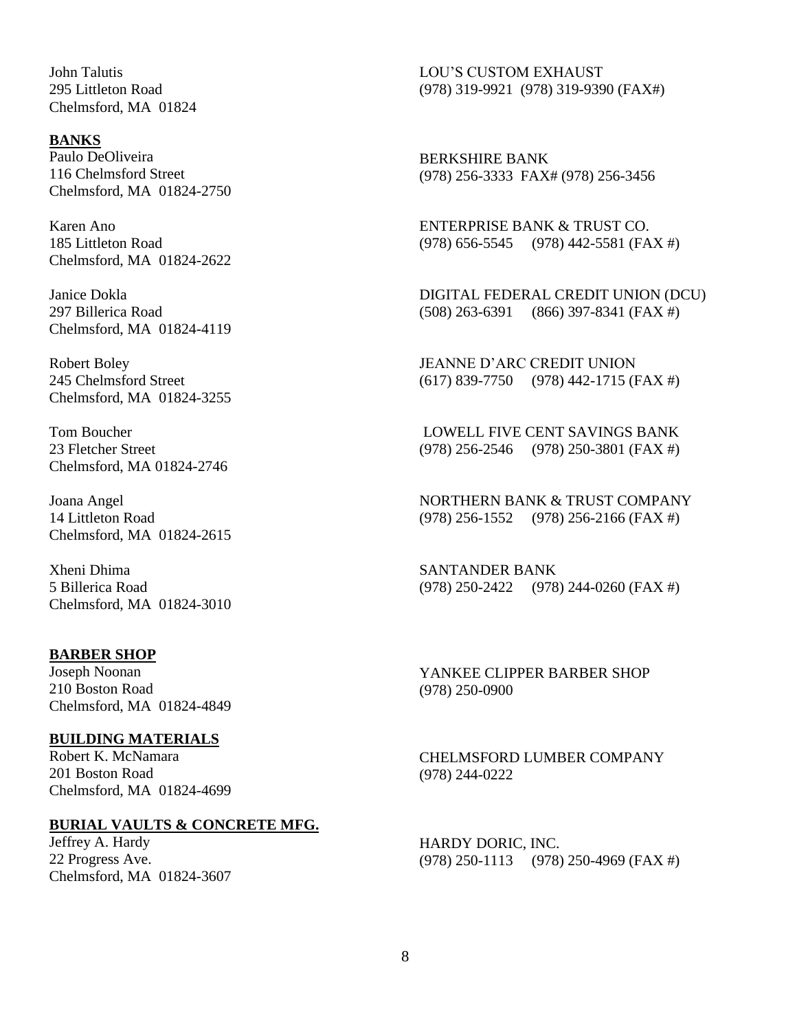John Talutis
295 Littleton Road
Chelmsford, MA 01824

LOU'S CUSTOM EXHAUST
(978) 319-9921 (978) 319-9390 (FAX#)

**BANKS**

Paulo DeOliveira
116 Chelmsford Street
Chelmsford, MA 01824-2750

BERKSHIRE BANK
(978) 256-3333 FAX# (978) 256-3456

Karen Ano
185 Littleton Road
Chelmsford, MA 01824-2622

ENTERPRISE BANK & TRUST CO.
(978) 656-5545 (978) 442-5581 (FAX #)

Janice Dokla
297 Billerica Road
Chelmsford, MA 01824-4119

DIGITAL FEDERAL CREDIT UNION (DCU)
(508) 263-6391 (866) 397-8341 (FAX #)

Robert Boley
245 Chelmsford Street
Chelmsford, MA 01824-3255

JEANNE D'ARC CREDIT UNION
(617) 839-7750 (978) 442-1715 (FAX #)

Tom Boucher
23 Fletcher Street
Chelmsford, MA 01824-2746

LOWELL FIVE CENT SAVINGS BANK
(978) 256-2546 (978) 250-3801 (FAX #)

Joana Angel
14 Littleton Road
Chelmsford, MA 01824-2615

NORTHERN BANK & TRUST COMPANY
(978) 256-1552 (978) 256-2166 (FAX #)

Xheni Dhima
5 Billerica Road
Chelmsford, MA 01824-3010

SANTANDER BANK
(978) 250-2422 (978) 244-0260 (FAX #)

**BARBER SHOP**

Joseph Noonan
210 Boston Road
Chelmsford, MA 01824-4849

YANKEE CLIPPER BARBER SHOP
(978) 250-0900

**BUILDING MATERIALS**

Robert K. McNamara
201 Boston Road
Chelmsford, MA 01824-4699

CHELMSFORD LUMBER COMPANY
(978) 244-0222

**BURIAL VAULTS & CONCRETE MFG.**

Jeffrey A. Hardy
22 Progress Ave.
Chelmsford, MA 01824-3607

HARDY DORIC, INC.
(978) 250-1113 (978) 250-4969 (FAX #)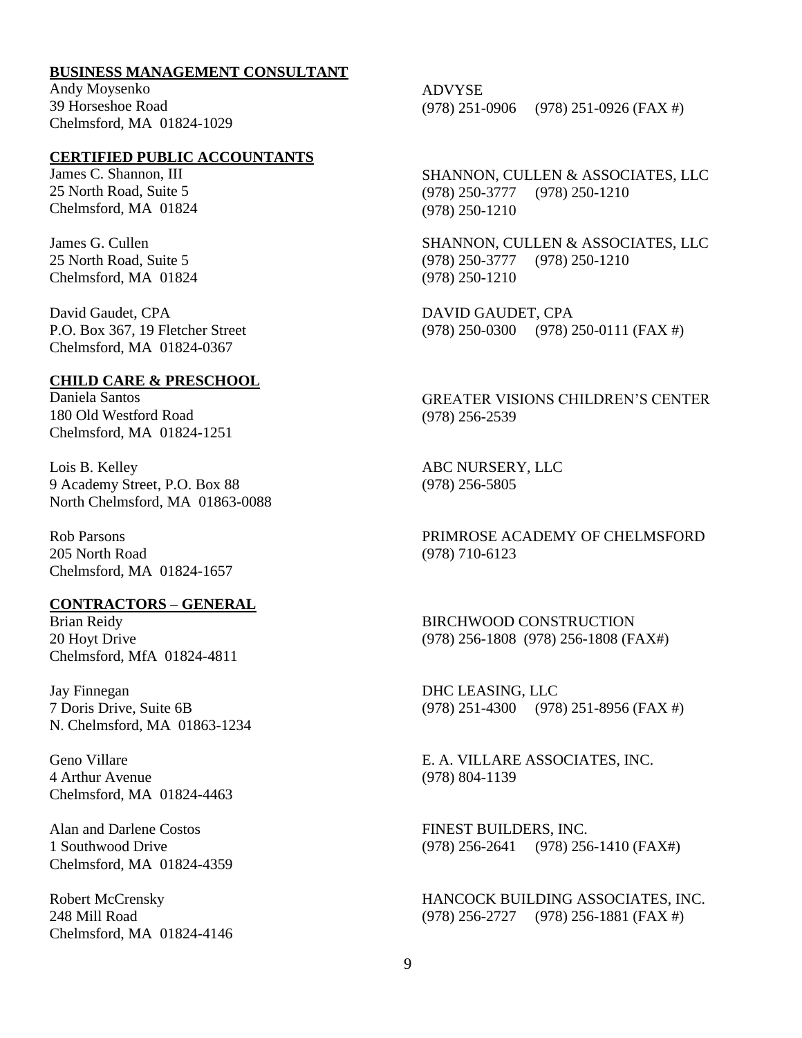## BUSINESS MANAGEMENT CONSULTANT

Andy Moysenko
39 Horseshoe Road
Chelmsford, MA 01824-1029

ADVYSE
(978) 251-0906 (978) 251-0926 (FAX #)

## CERTIFIED PUBLIC ACCOUNTANTS

James C. Shannon, III
25 North Road, Suite 5
Chelmsford, MA 01824

SHANNON, CULLEN & ASSOCIATES, LLC
(978) 250-3777 (978) 250-1210
(978) 250-1210

James G. Cullen
25 North Road, Suite 5
Chelmsford, MA 01824

SHANNON, CULLEN & ASSOCIATES, LLC
(978) 250-3777 (978) 250-1210
(978) 250-1210

David Gaudet, CPA
P.O. Box 367, 19 Fletcher Street
Chelmsford, MA 01824-0367

DAVID GAUDET, CPA
(978) 250-0300 (978) 250-0111 (FAX #)

## CHILD CARE & PRESCHOOL

Daniela Santos
180 Old Westford Road
Chelmsford, MA 01824-1251

GREATER VISIONS CHILDREN'S CENTER
(978) 256-2539

Lois B. Kelley
9 Academy Street, P.O. Box 88
North Chelmsford, MA 01863-0088

ABC NURSERY, LLC
(978) 256-5805

Rob Parsons
205 North Road
Chelmsford, MA 01824-1657

PRIMROSE ACADEMY OF CHELMSFORD
(978) 710-6123

## CONTRACTORS – GENERAL

Brian Reidy
20 Hoyt Drive
Chelmsford, MfA 01824-4811

BIRCHWOOD CONSTRUCTION
(978) 256-1808 (978) 256-1808 (FAX#)

Jay Finnegan
7 Doris Drive, Suite 6B
N. Chelmsford, MA 01863-1234

DHC LEASING, LLC
(978) 251-4300 (978) 251-8956 (FAX #)

Geno Villare
4 Arthur Avenue
Chelmsford, MA 01824-4463

E. A. VILLARE ASSOCIATES, INC.
(978) 804-1139

Alan and Darlene Costos
1 Southwood Drive
Chelmsford, MA 01824-4359

FINEST BUILDERS, INC.
(978) 256-2641 (978) 256-1410 (FAX#)

Robert McCrensky
248 Mill Road
Chelmsford, MA 01824-4146

HANCOCK BUILDING ASSOCIATES, INC.
(978) 256-2727 (978) 256-1881 (FAX #)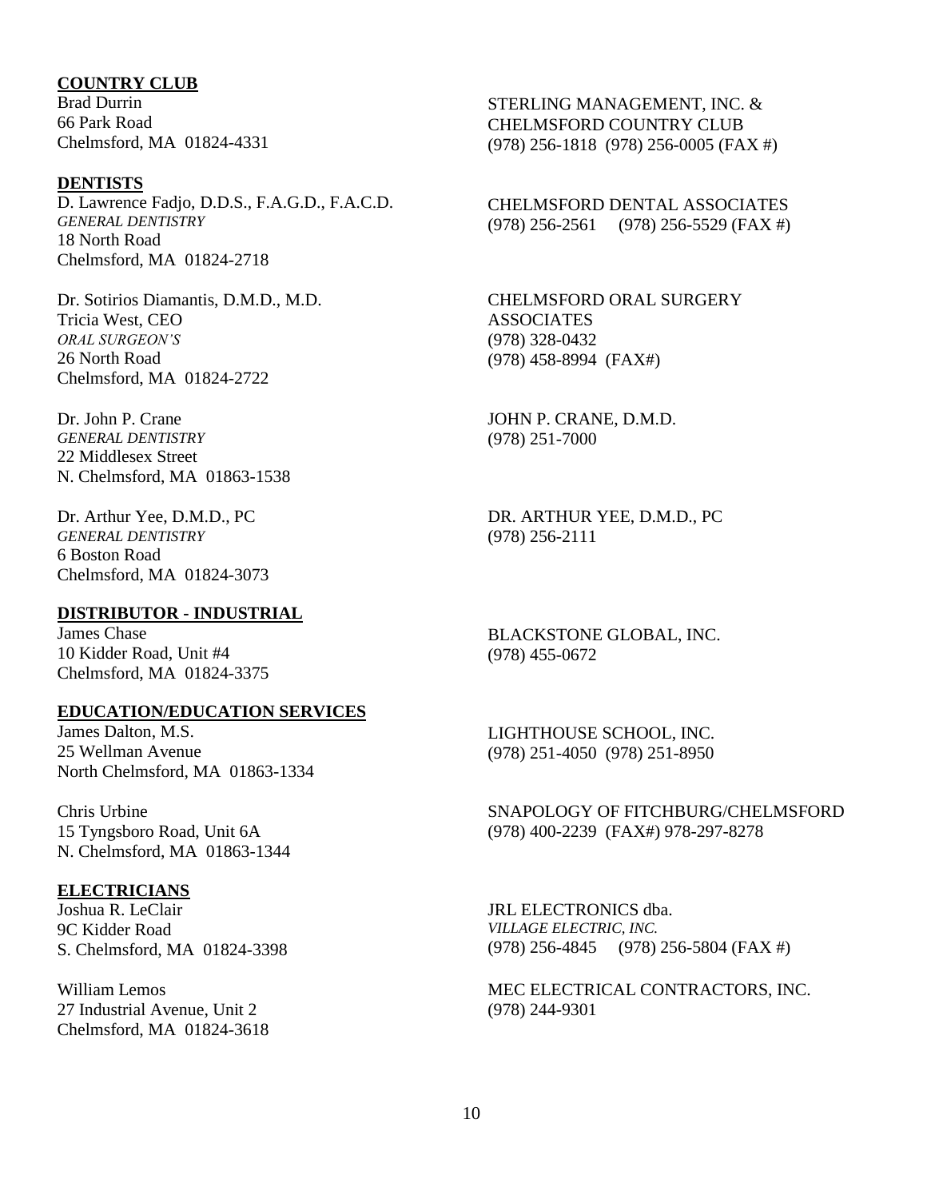**COUNTRY CLUB**

Brad Durrin
66 Park Road
Chelmsford, MA 01824-4331

STERLING MANAGEMENT, INC. &
CHELMSFORD COUNTRY CLUB
(978) 256-1818 (978) 256-0005 (FAX #)

**DENTISTS**

D. Lawrence Fadjo, D.D.S., F.A.G.D., F.A.C.D.
*GENERAL DENTISTRY*
18 North Road
Chelmsford, MA 01824-2718

CHELMSFORD DENTAL ASSOCIATES
(978) 256-2561 (978) 256-5529 (FAX #)

Dr. Sotirios Diamantis, D.M.D., M.D.
Tricia West, CEO
*ORAL SURGEON'S*
26 North Road
Chelmsford, MA 01824-2722

CHELMSFORD ORAL SURGERY
ASSOCIATES
(978) 328-0432
(978) 458-8994 (FAX#)

Dr. John P. Crane
*GENERAL DENTISTRY*
22 Middlesex Street
N. Chelmsford, MA 01863-1538

JOHN P. CRANE, D.M.D.
(978) 251-7000

Dr. Arthur Yee, D.M.D., PC
*GENERAL DENTISTRY*
6 Boston Road
Chelmsford, MA 01824-3073

DR. ARTHUR YEE, D.M.D., PC
(978) 256-2111

**DISTRIBUTOR - INDUSTRIAL**

James Chase
10 Kidder Road, Unit #4
Chelmsford, MA 01824-3375

BLACKSTONE GLOBAL, INC.
(978) 455-0672

**EDUCATION/EDUCATION SERVICES**

James Dalton, M.S.
25 Wellman Avenue
North Chelmsford, MA 01863-1334

LIGHTHOUSE SCHOOL, INC.
(978) 251-4050 (978) 251-8950

Chris Urbine
15 Tyngsboro Road, Unit 6A
N. Chelmsford, MA 01863-1344

SNAPOLOGY OF FITCHBURG/CHELMSFORD
(978) 400-2239 (FAX#) 978-297-8278

**ELECTRICIANS**

Joshua R. LeClair
9C Kidder Road
S. Chelmsford, MA 01824-3398

JRL ELECTRONICS dba.
*VILLAGE ELECTRIC, INC.*
(978) 256-4845 (978) 256-5804 (FAX #)

William Lemos
27 Industrial Avenue, Unit 2
Chelmsford, MA 01824-3618

MEC ELECTRICAL CONTRACTORS, INC.
(978) 244-9301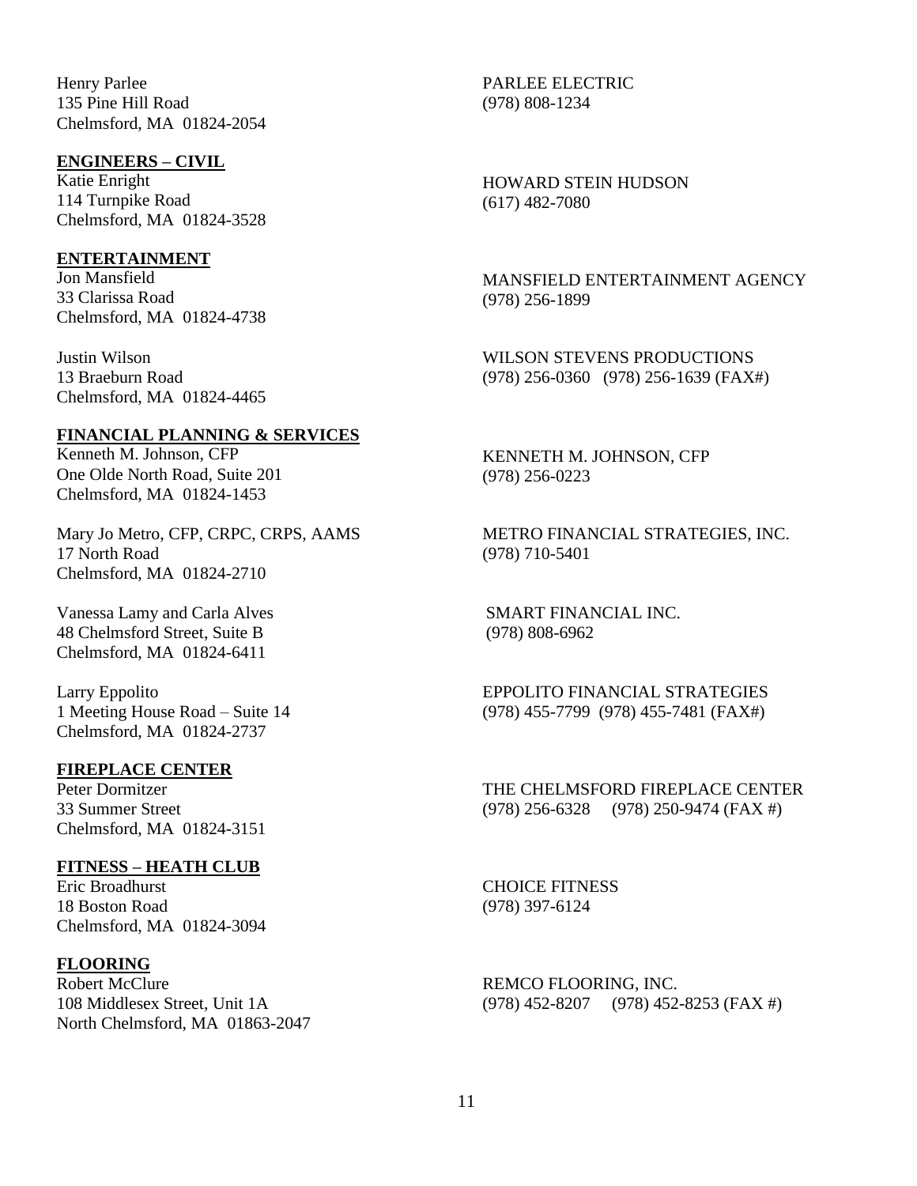Henry Parlee
135 Pine Hill Road
Chelmsford, MA 01824-2054

PARLEE ELECTRIC
(978) 808-1234

**ENGINEERS – CIVIL**

Katie Enright
114 Turnpike Road
Chelmsford, MA 01824-3528

HOWARD STEIN HUDSON
(617) 482-7080

**ENTERTAINMENT**

Jon Mansfield
33 Clarissa Road
Chelmsford, MA 01824-4738

MANSFIELD ENTERTAINMENT AGENCY
(978) 256-1899

Justin Wilson
13 Braeburn Road
Chelmsford, MA 01824-4465

WILSON STEVENS PRODUCTIONS
(978) 256-0360 (978) 256-1639 (FAX#)

**FINANCIAL PLANNING & SERVICES**

Kenneth M. Johnson, CFP
One Olde North Road, Suite 201
Chelmsford, MA 01824-1453

KENNETH M. JOHNSON, CFP
(978) 256-0223

Mary Jo Metro, CFP, CRPC, CRPS, AAMS
17 North Road
Chelmsford, MA 01824-2710

METRO FINANCIAL STRATEGIES, INC.
(978) 710-5401

Vanessa Lamy and Carla Alves
48 Chelmsford Street, Suite B
Chelmsford, MA 01824-6411

SMART FINANCIAL INC.
(978) 808-6962

Larry Eppolito
1 Meeting House Road – Suite 14
Chelmsford, MA 01824-2737

EPPOLITO FINANCIAL STRATEGIES
(978) 455-7799 (978) 455-7481 (FAX#)

**FIREPLACE CENTER**

Peter Dormitzer
33 Summer Street
Chelmsford, MA 01824-3151

THE CHELMSFORD FIREPLACE CENTER
(978) 256-6328 (978) 250-9474 (FAX #)

**FITNESS – HEATH CLUB**

Eric Broadhurst
18 Boston Road
Chelmsford, MA 01824-3094

CHOICE FITNESS
(978) 397-6124

**FLOORING**

Robert McClure
108 Middlesex Street, Unit 1A
North Chelmsford, MA 01863-2047

REMCO FLOORING, INC.
(978) 452-8207 (978) 452-8253 (FAX #)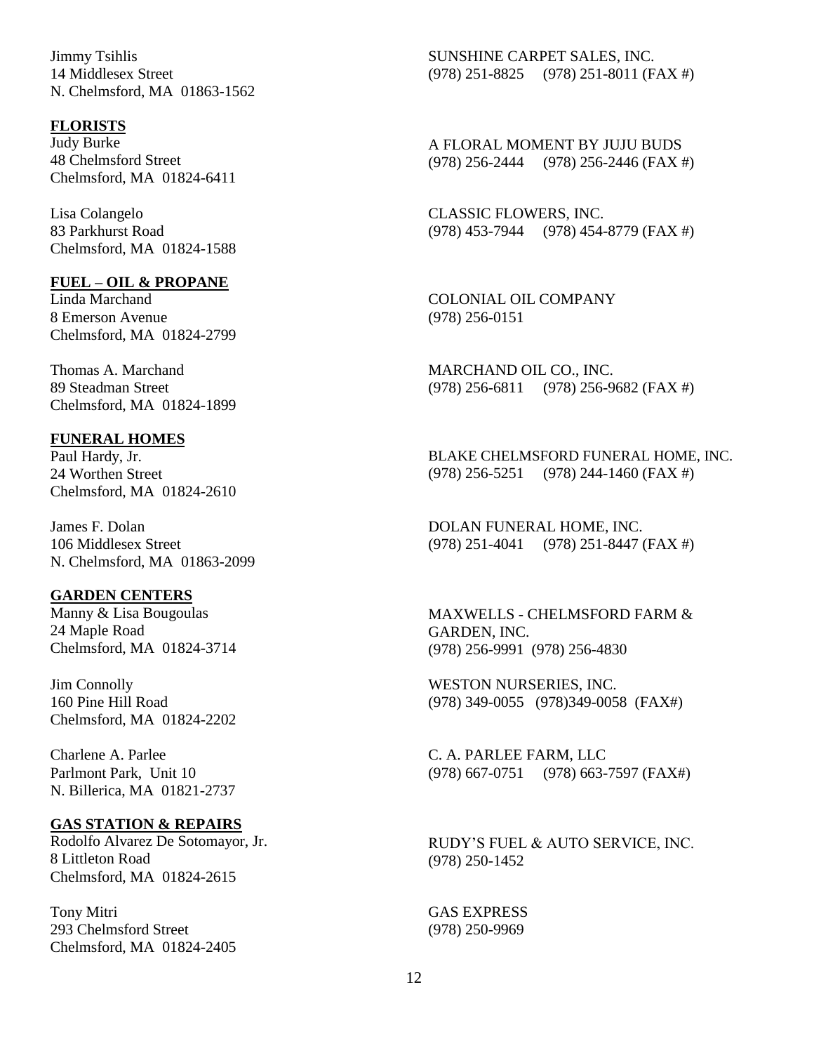Jimmy Tsihlis
14 Middlesex Street
N. Chelmsford, MA 01863-1562

SUNSHINE CARPET SALES, INC.
(978) 251-8825 (978) 251-8011 (FAX #)

**FLORISTS**

Judy Burke
48 Chelmsford Street
Chelmsford, MA 01824-6411

A FLORAL MOMENT BY JUJU BUDS
(978) 256-2444 (978) 256-2446 (FAX #)

Lisa Colangelo
83 Parkhurst Road
Chelmsford, MA 01824-1588

CLASSIC FLOWERS, INC.
(978) 453-7944 (978) 454-8779 (FAX #)

**FUEL – OIL & PROPANE**

Linda Marchand
8 Emerson Avenue
Chelmsford, MA 01824-2799

COLONIAL OIL COMPANY
(978) 256-0151

Thomas A. Marchand
89 Steadman Street
Chelmsford, MA 01824-1899

MARCHAND OIL CO., INC.
(978) 256-6811 (978) 256-9682 (FAX #)

**FUNERAL HOMES**

Paul Hardy, Jr.
24 Worthen Street
Chelmsford, MA 01824-2610

BLAKE CHELMSFORD FUNERAL HOME, INC.
(978) 256-5251 (978) 244-1460 (FAX #)

James F. Dolan
106 Middlesex Street
N. Chelmsford, MA 01863-2099

DOLAN FUNERAL HOME, INC.
(978) 251-4041 (978) 251-8447 (FAX #)

**GARDEN CENTERS**

Manny & Lisa Bougoulas
24 Maple Road
Chelmsford, MA 01824-3714

MAXWELLS - CHELMSFORD FARM & GARDEN, INC.
(978) 256-9991 (978) 256-4830

Jim Connolly
160 Pine Hill Road
Chelmsford, MA 01824-2202

WESTON NURSERIES, INC.
(978) 349-0055 (978)349-0058 (FAX#)

Charlene A. Parlee
Parlmont Park, Unit 10
N. Billerica, MA 01821-2737

C. A. PARLEE FARM, LLC
(978) 667-0751 (978) 663-7597 (FAX#)

**GAS STATION & REPAIRS**

Rodolfo Alvarez De Sotomayor, Jr.
8 Littleton Road
Chelmsford, MA 01824-2615

RUDY'S FUEL & AUTO SERVICE, INC.
(978) 250-1452

Tony Mitri
293 Chelmsford Street
Chelmsford, MA 01824-2405

GAS EXPRESS
(978) 250-9969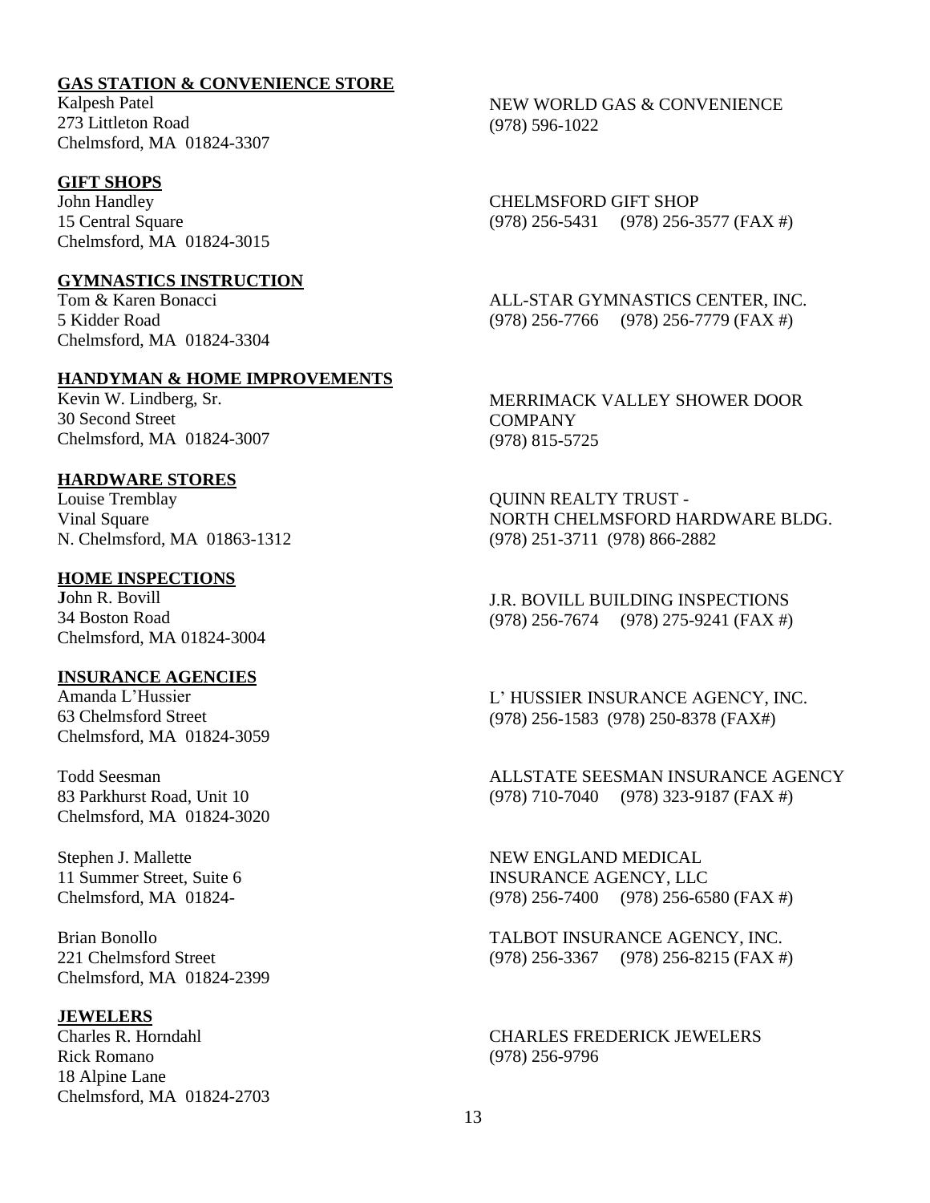**GAS STATION & CONVENIENCE STORE**

Kalpesh Patel
273 Littleton Road
Chelmsford, MA 01824-3307

NEW WORLD GAS & CONVENIENCE
(978) 596-1022

**GIFT SHOPS**

John Handley
15 Central Square
Chelmsford, MA 01824-3015

CHELMSFORD GIFT SHOP
(978) 256-5431 (978) 256-3577 (FAX #)

**GYMNASTICS INSTRUCTION**

Tom & Karen Bonacci
5 Kidder Road
Chelmsford, MA 01824-3304

ALL-STAR GYMNASTICS CENTER, INC.
(978) 256-7766 (978) 256-7779 (FAX #)

**HANDYMAN & HOME IMPROVEMENTS**

Kevin W. Lindberg, Sr.
30 Second Street
Chelmsford, MA 01824-3007

MERRIMACK VALLEY SHOWER DOOR COMPANY
(978) 815-5725

**HARDWARE STORES**

Louise Tremblay
Vinal Square
N. Chelmsford, MA 01863-1312

QUINN REALTY TRUST -
NORTH CHELMSFORD HARDWARE BLDG.
(978) 251-3711 (978) 866-2882

**HOME INSPECTIONS**

John R. Bovill
34 Boston Road
Chelmsford, MA 01824-3004

J.R. BOVILL BUILDING INSPECTIONS
(978) 256-7674 (978) 275-9241 (FAX #)

**INSURANCE AGENCIES**

Amanda L'Hussier
63 Chelmsford Street
Chelmsford, MA 01824-3059

L' HUSSIER INSURANCE AGENCY, INC.
(978) 256-1583 (978) 250-8378 (FAX#)

Todd Seesman
83 Parkhurst Road, Unit 10
Chelmsford, MA 01824-3020

ALLSTATE SEESMAN INSURANCE AGENCY
(978) 710-7040 (978) 323-9187 (FAX #)

Stephen J. Mallette
11 Summer Street, Suite 6
Chelmsford, MA 01824-

NEW ENGLAND MEDICAL INSURANCE AGENCY, LLC
(978) 256-7400 (978) 256-6580 (FAX #)

Brian Bonollo
221 Chelmsford Street
Chelmsford, MA 01824-2399

TALBOT INSURANCE AGENCY, INC.
(978) 256-3367 (978) 256-8215 (FAX #)

**JEWELERS**

Charles R. Horndahl
Rick Romano
18 Alpine Lane
Chelmsford, MA 01824-2703

CHARLES FREDERICK JEWELERS
(978) 256-9796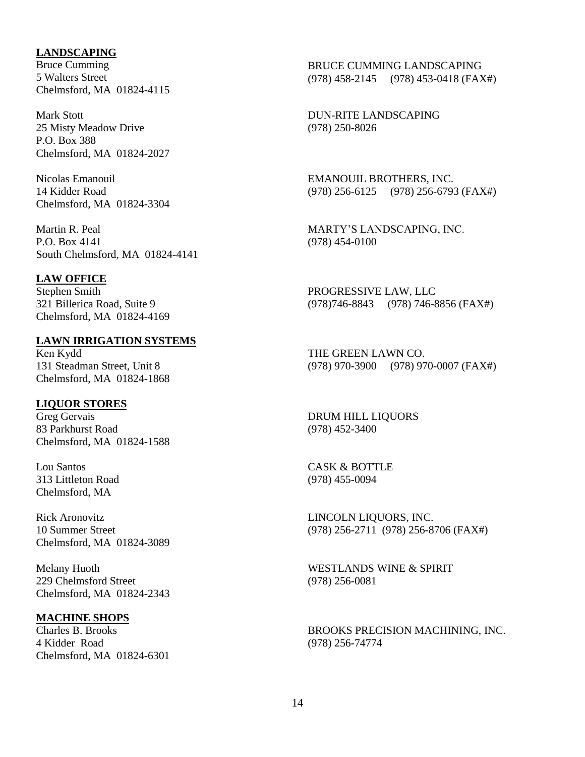**LANDSCAPING**

Bruce Cumming
5 Walters Street
Chelmsford, MA 01824-4115

BRUCE CUMMING LANDSCAPING
(978) 458-2145 (978) 453-0418 (FAX#)

Mark Stott
25 Misty Meadow Drive
P.O. Box 388
Chelmsford, MA 01824-2027

DUN-RITE LANDSCAPING
(978) 250-8026

Nicolas Emanouil
14 Kidder Road
Chelmsford, MA 01824-3304

EMANOUIL BROTHERS, INC.
(978) 256-6125 (978) 256-6793 (FAX#)

Martin R. Peal
P.O. Box 4141
South Chelmsford, MA 01824-4141

MARTY'S LANDSCAPING, INC.
(978) 454-0100

**LAW OFFICE**

Stephen Smith
321 Billerica Road, Suite 9
Chelmsford, MA 01824-4169

PROGRESSIVE LAW, LLC
(978)746-8843 (978) 746-8856 (FAX#)

**LAWN IRRIGATION SYSTEMS**

Ken Kydd
131 Steadman Street, Unit 8
Chelmsford, MA 01824-1868

THE GREEN LAWN CO.
(978) 970-3900 (978) 970-0007 (FAX#)

**LIQUOR STORES**

Greg Gervais
83 Parkhurst Road
Chelmsford, MA 01824-1588

DRUM HILL LIQUORS
(978) 452-3400

Lou Santos
313 Littleton Road
Chelmsford, MA

CASK & BOTTLE
(978) 455-0094

Rick Aronovitz
10 Summer Street
Chelmsford, MA 01824-3089

LINCOLN LIQUORS, INC.
(978) 256-2711 (978) 256-8706 (FAX#)

Melany Huoth
229 Chelmsford Street
Chelmsford, MA 01824-2343

WESTLANDS WINE & SPIRIT
(978) 256-0081

**MACHINE SHOPS**

Charles B. Brooks
4 Kidder Road
Chelmsford, MA 01824-6301

BROOKS PRECISION MACHINING, INC.
(978) 256-74774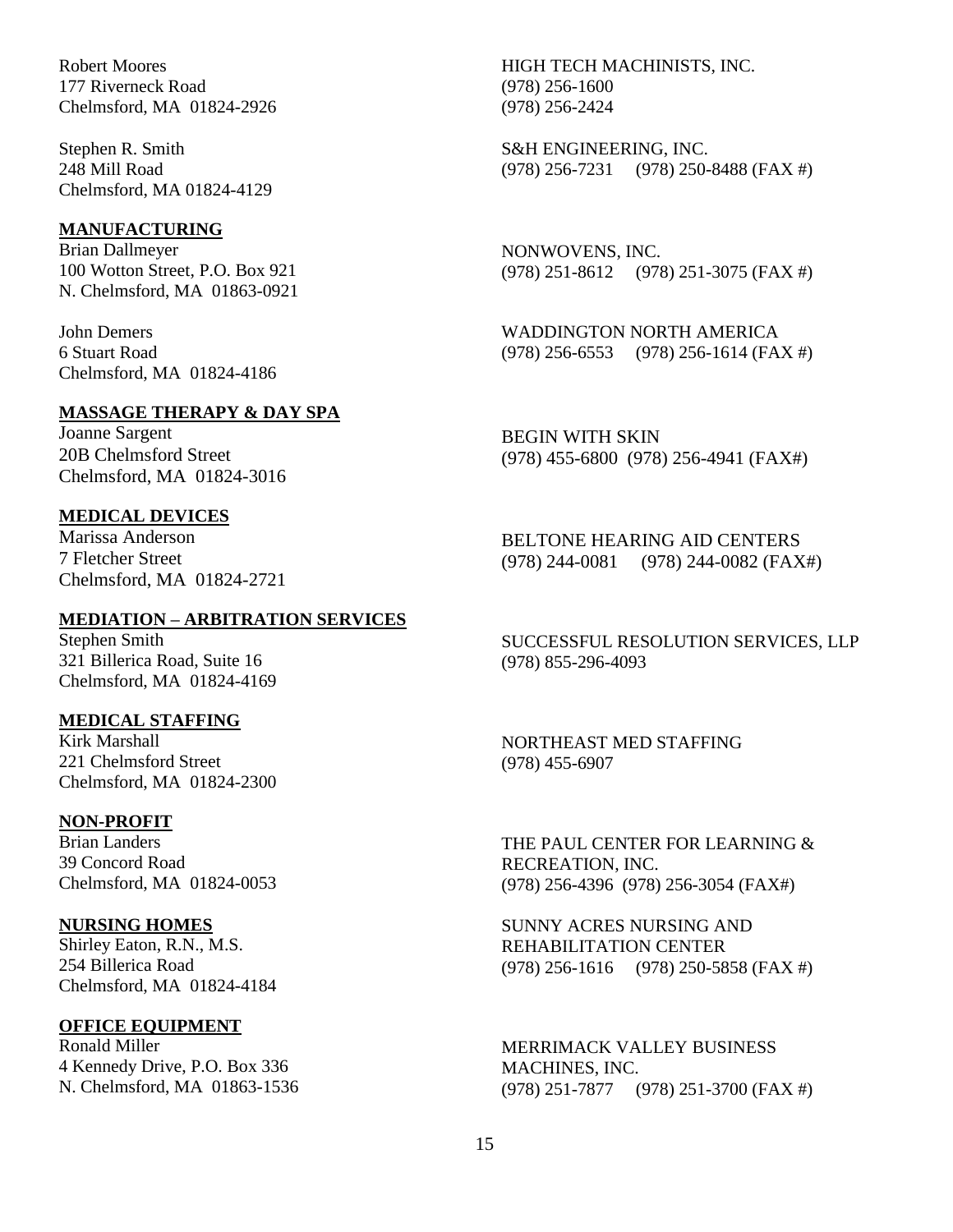Robert Moores
177 Riverneck Road
Chelmsford, MA 01824-2926

HIGH TECH MACHINISTS, INC.
(978) 256-1600
(978) 256-2424

Stephen R. Smith
248 Mill Road
Chelmsford, MA 01824-4129

S&H ENGINEERING, INC.
(978) 256-7231 (978) 250-8488 (FAX #)

**MANUFACTURING**

Brian Dallmeyer
100 Wotton Street, P.O. Box 921
N. Chelmsford, MA 01863-0921

NONWOVENS, INC.
(978) 251-8612 (978) 251-3075 (FAX #)

John Demers
6 Stuart Road
Chelmsford, MA 01824-4186

WADDINGTON NORTH AMERICA
(978) 256-6553 (978) 256-1614 (FAX #)

**MASSAGE THERAPY & DAY SPA**

Joanne Sargent
20B Chelmsford Street
Chelmsford, MA 01824-3016

BEGIN WITH SKIN
(978) 455-6800 (978) 256-4941 (FAX#)

**MEDICAL DEVICES**

Marissa Anderson
7 Fletcher Street
Chelmsford, MA 01824-2721

BELTONE HEARING AID CENTERS
(978) 244-0081 (978) 244-0082 (FAX#)

**MEDIATION – ARBITRATION SERVICES**

Stephen Smith
321 Billerica Road, Suite 16
Chelmsford, MA 01824-4169

SUCCESSFUL RESOLUTION SERVICES, LLP
(978) 855-296-4093

**MEDICAL STAFFING**

Kirk Marshall
221 Chelmsford Street
Chelmsford, MA 01824-2300

NORTHEAST MED STAFFING
(978) 455-6907

**NON-PROFIT**

Brian Landers
39 Concord Road
Chelmsford, MA 01824-0053

THE PAUL CENTER FOR LEARNING & RECREATION, INC.
(978) 256-4396 (978) 256-3054 (FAX#)

**NURSING HOMES**

Shirley Eaton, R.N., M.S.
254 Billerica Road
Chelmsford, MA 01824-4184

SUNNY ACRES NURSING AND REHABILITATION CENTER
(978) 256-1616 (978) 250-5858 (FAX #)

**OFFICE EQUIPMENT**

Ronald Miller
4 Kennedy Drive, P.O. Box 336
N. Chelmsford, MA 01863-1536

MERRIMACK VALLEY BUSINESS MACHINES, INC.
(978) 251-7877 (978) 251-3700 (FAX #)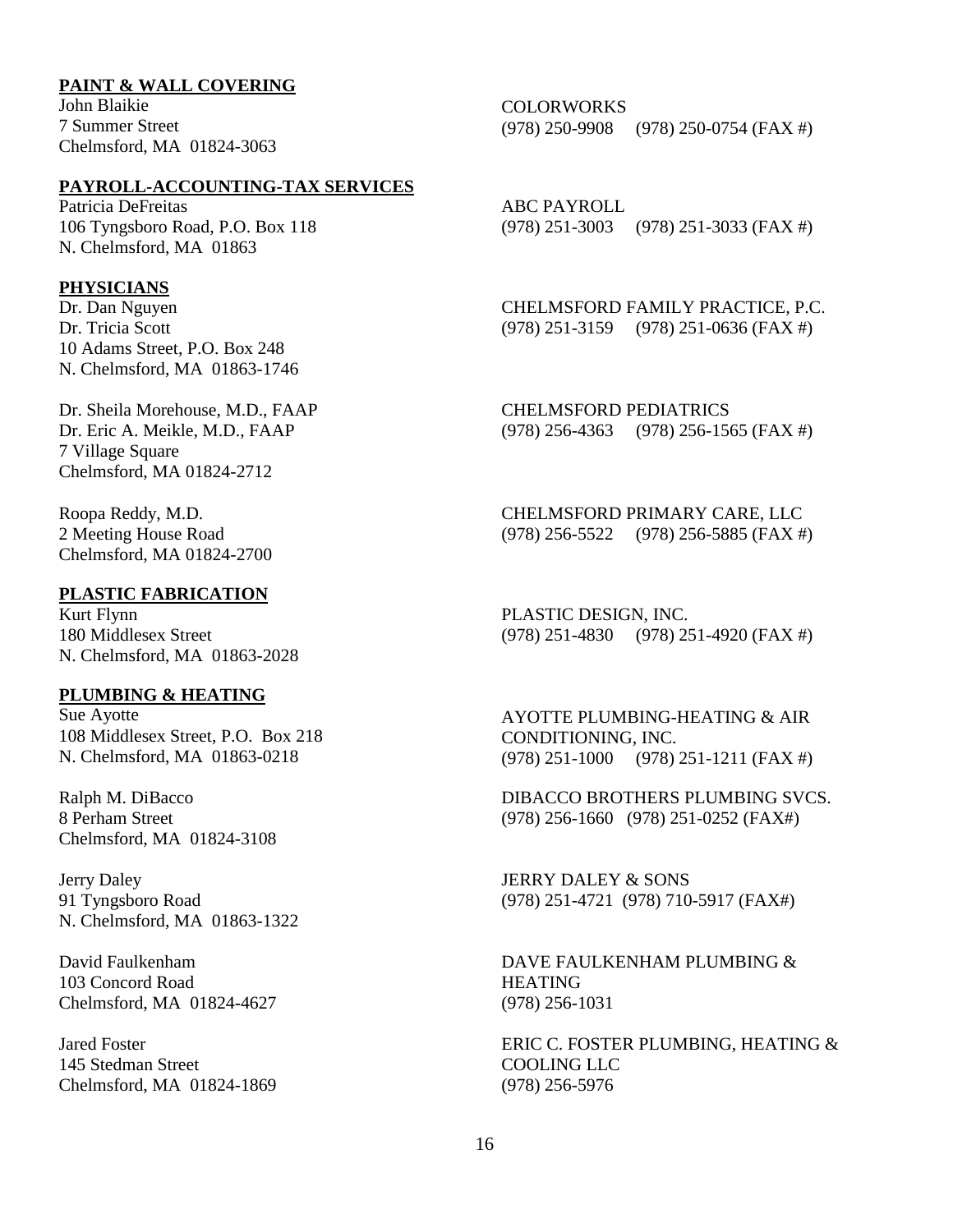**PAINT & WALL COVERING**

John Blaikie
7 Summer Street
Chelmsford, MA 01824-3063

COLORWORKS
(978) 250-9908 (978) 250-0754 (FAX #)

**PAYROLL-ACCOUNTING-TAX SERVICES**

Patricia DeFreitas
106 Tyngsboro Road, P.O. Box 118
N. Chelmsford, MA 01863

ABC PAYROLL
(978) 251-3003 (978) 251-3033 (FAX #)

**PHYSICIANS**

Dr. Dan Nguyen
Dr. Tricia Scott
10 Adams Street, P.O. Box 248
N. Chelmsford, MA 01863-1746

CHELMSFORD FAMILY PRACTICE, P.C.
(978) 251-3159 (978) 251-0636 (FAX #)

Dr. Sheila Morehouse, M.D., FAAP
Dr. Eric A. Meikle, M.D., FAAP
7 Village Square
Chelmsford, MA 01824-2712

CHELMSFORD PEDIATRICS
(978) 256-4363 (978) 256-1565 (FAX #)

Roopa Reddy, M.D.
2 Meeting House Road
Chelmsford, MA 01824-2700

CHELMSFORD PRIMARY CARE, LLC
(978) 256-5522 (978) 256-5885 (FAX #)

**PLASTIC FABRICATION**

Kurt Flynn
180 Middlesex Street
N. Chelmsford, MA 01863-2028

PLASTIC DESIGN, INC.
(978) 251-4830 (978) 251-4920 (FAX #)

**PLUMBING & HEATING**

Sue Ayotte
108 Middlesex Street, P.O. Box 218
N. Chelmsford, MA 01863-0218

AYOTTE PLUMBING-HEATING & AIR CONDITIONING, INC.
(978) 251-1000 (978) 251-1211 (FAX #)

Ralph M. DiBacco
8 Perham Street
Chelmsford, MA 01824-3108

DIBACCO BROTHERS PLUMBING SVCS.
(978) 256-1660 (978) 251-0252 (FAX#)

Jerry Daley
91 Tyngsboro Road
N. Chelmsford, MA 01863-1322

JERRY DALEY & SONS
(978) 251-4721 (978) 710-5917 (FAX#)

David Faulkenham
103 Concord Road
Chelmsford, MA 01824-4627

DAVE FAULKENHAM PLUMBING & HEATING
(978) 256-1031

Jared Foster
145 Stedman Street
Chelmsford, MA 01824-1869

ERIC C. FOSTER PLUMBING, HEATING & COOLING LLC
(978) 256-5976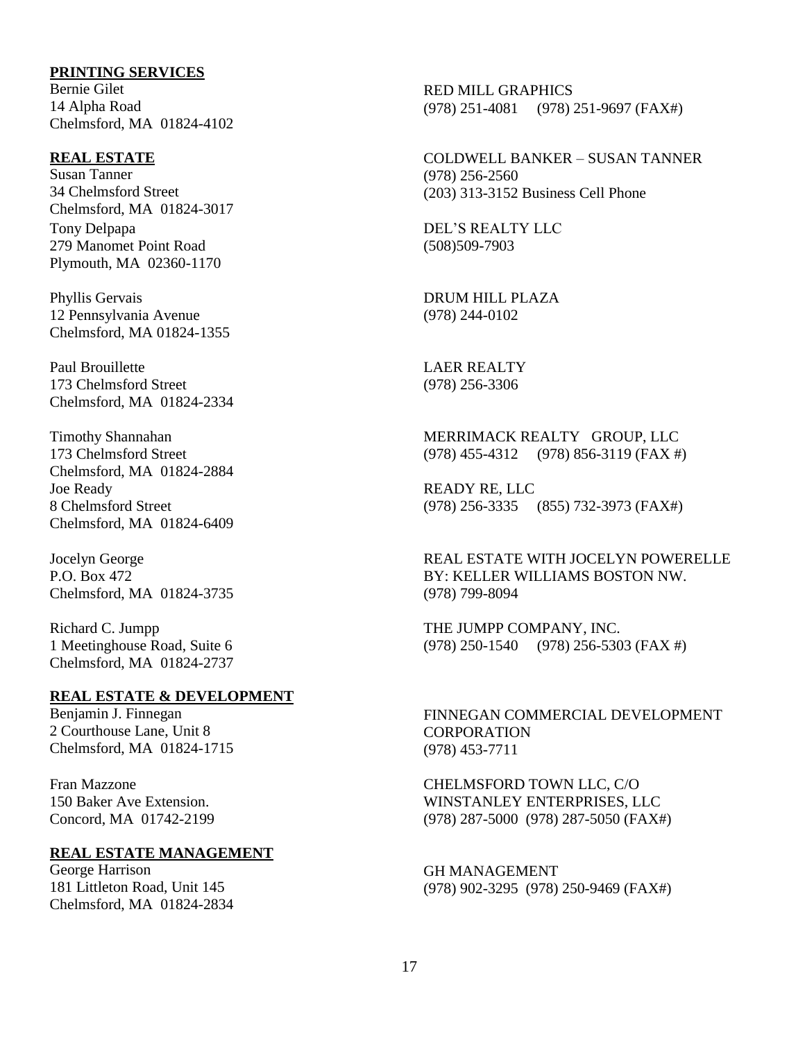**PRINTING SERVICES**

Bernie Gilet
14 Alpha Road
Chelmsford, MA 01824-4102

RED MILL GRAPHICS
(978) 251-4081 (978) 251-9697 (FAX#)

**REAL ESTATE**

Susan Tanner
34 Chelmsford Street
Chelmsford, MA 01824-3017

COLDWELL BANKER – SUSAN TANNER
(978) 256-2560
(203) 313-3152 Business Cell Phone

Tony Delpapa
279 Manomet Point Road
Plymouth, MA 02360-1170

DEL'S REALTY LLC
(508)509-7903

Phyllis Gervais
12 Pennsylvania Avenue
Chelmsford, MA 01824-1355

DRUM HILL PLAZA
(978) 244-0102

Paul Brouillette
173 Chelmsford Street
Chelmsford, MA 01824-2334

LAER REALTY
(978) 256-3306

Timothy Shannahan
173 Chelmsford Street
Chelmsford, MA 01824-2884

MERRIMACK REALTY GROUP, LLC
(978) 455-4312 (978) 856-3119 (FAX #)

Joe Ready
8 Chelmsford Street
Chelmsford, MA 01824-6409

READY RE, LLC
(978) 256-3335 (855) 732-3973 (FAX#)

Jocelyn George
P.O. Box 472
Chelmsford, MA 01824-3735

REAL ESTATE WITH JOCELYN POWERELLE
BY: KELLER WILLIAMS BOSTON NW.
(978) 799-8094

Richard C. Jumpp
1 Meetinghouse Road, Suite 6
Chelmsford, MA 01824-2737

THE JUMPP COMPANY, INC.
(978) 250-1540 (978) 256-5303 (FAX #)

**REAL ESTATE & DEVELOPMENT**

Benjamin J. Finnegan
2 Courthouse Lane, Unit 8
Chelmsford, MA 01824-1715

FINNEGAN COMMERCIAL DEVELOPMENT CORPORATION
(978) 453-7711

Fran Mazzone
150 Baker Ave Extension.
Concord, MA 01742-2199

CHELMSFORD TOWN LLC, C/O
WINSTANLEY ENTERPRISES, LLC
(978) 287-5000 (978) 287-5050 (FAX#)

**REAL ESTATE MANAGEMENT**

George Harrison
181 Littleton Road, Unit 145
Chelmsford, MA 01824-2834

GH MANAGEMENT
(978) 902-3295 (978) 250-9469 (FAX#)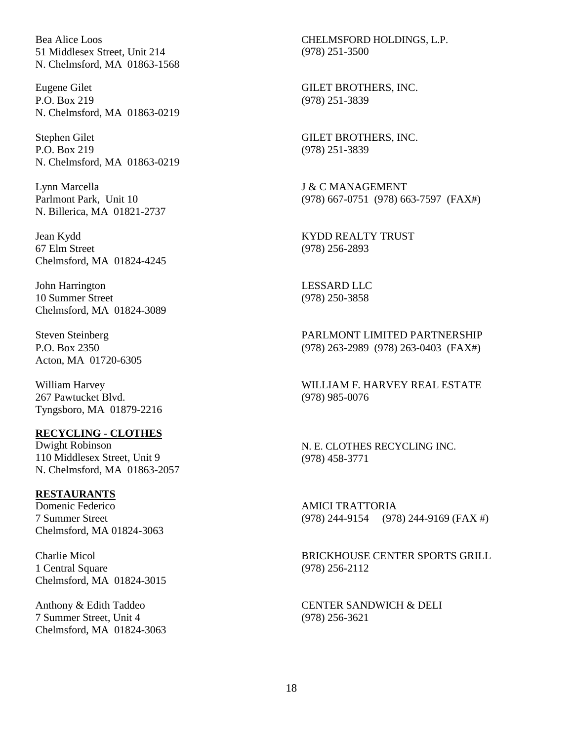Bea Alice Loos
51 Middlesex Street, Unit 214
N. Chelmsford, MA 01863-1568

CHELMSFORD HOLDINGS, L.P.
(978) 251-3500

Eugene Gilet
P.O. Box 219
N. Chelmsford, MA 01863-0219

GILET BROTHERS, INC.
(978) 251-3839

Stephen Gilet
P.O. Box 219
N. Chelmsford, MA 01863-0219

GILET BROTHERS, INC.
(978) 251-3839

Lynn Marcella
Parlmont Park, Unit 10
N. Billerica, MA 01821-2737

J & C MANAGEMENT
(978) 667-0751 (978) 663-7597 (FAX#)

Jean Kydd
67 Elm Street
Chelmsford, MA 01824-4245

KYDD REALTY TRUST
(978) 256-2893

John Harrington
10 Summer Street
Chelmsford, MA 01824-3089

LESSARD LLC
(978) 250-3858

Steven Steinberg
P.O. Box 2350
Acton, MA 01720-6305

PARLMONT LIMITED PARTNERSHIP
(978) 263-2989 (978) 263-0403 (FAX#)

William Harvey
267 Pawtucket Blvd.
Tyngsboro, MA 01879-2216

WILLIAM F. HARVEY REAL ESTATE
(978) 985-0076

**RECYCLING - CLOTHES**

Dwight Robinson
110 Middlesex Street, Unit 9
N. Chelmsford, MA 01863-2057

N. E. CLOTHES RECYCLING INC.
(978) 458-3771

**RESTAURANTS**

Domenic Federico
7 Summer Street
Chelmsford, MA 01824-3063

AMICI TRATTORIA
(978) 244-9154 (978) 244-9169 (FAX #)

Charlie Micol
1 Central Square
Chelmsford, MA 01824-3015

BRICKHOUSE CENTER SPORTS GRILL
(978) 256-2112

Anthony & Edith Taddeo
7 Summer Street, Unit 4
Chelmsford, MA 01824-3063

CENTER SANDWICH & DELI
(978) 256-3621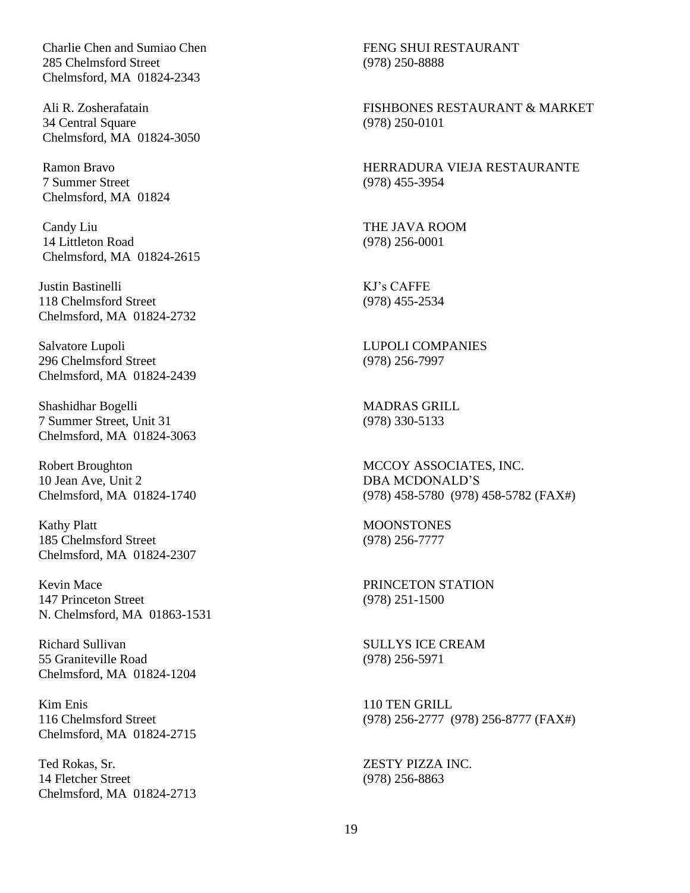| | |
|---|---|
| Charlie Chen and Sumiao Chen<br>285 Chelmsford Street<br>Chelmsford, MA 01824-2343 | FENG SHUI RESTAURANT<br>(978) 250-8888 |
| Ali R. Zosherafatain<br>34 Central Square<br>Chelmsford, MA 01824-3050 | FISHBONES RESTAURANT & MARKET<br>(978) 250-0101 |
| Ramon Bravo<br>7 Summer Street<br>Chelmsford, MA 01824 | HERRADURA VIEJA RESTAURANTE<br>(978) 455-3954 |
| Candy Liu<br>14 Littleton Road<br>Chelmsford, MA 01824-2615 | THE JAVA ROOM<br>(978) 256-0001 |
| Justin Bastinelli<br>118 Chelmsford Street<br>Chelmsford, MA 01824-2732 | KJ's CAFFE<br>(978) 455-2534 |
| Salvatore Lupoli<br>296 Chelmsford Street<br>Chelmsford, MA 01824-2439 | LUPOLI COMPANIES<br>(978) 256-7997 |
| Shashidhar Bogelli<br>7 Summer Street, Unit 31<br>Chelmsford, MA 01824-3063 | MADRAS GRILL<br>(978) 330-5133 |
| Robert Broughton<br>10 Jean Ave, Unit 2<br>Chelmsford, MA 01824-1740 | MCCOY ASSOCIATES, INC.<br>DBA MCDONALD'S<br>(978) 458-5780 (978) 458-5782 (FAX#) |
| Kathy Platt<br>185 Chelmsford Street<br>Chelmsford, MA 01824-2307 | MOONSTONES<br>(978) 256-7777 |
| Kevin Mace<br>147 Princeton Street<br>N. Chelmsford, MA 01863-1531 | PRINCETON STATION<br>(978) 251-1500 |
| Richard Sullivan<br>55 Graniteville Road<br>Chelmsford, MA 01824-1204 | SULLYS ICE CREAM<br>(978) 256-5971 |
| Kim Enis<br>116 Chelmsford Street<br>Chelmsford, MA 01824-2715 | 110 TEN GRILL<br>(978) 256-2777 (978) 256-8777 (FAX#) |
| Ted Rokas, Sr.<br>14 Fletcher Street<br>Chelmsford, MA 01824-2713 | ZESTY PIZZA INC.<br>(978) 256-8863 |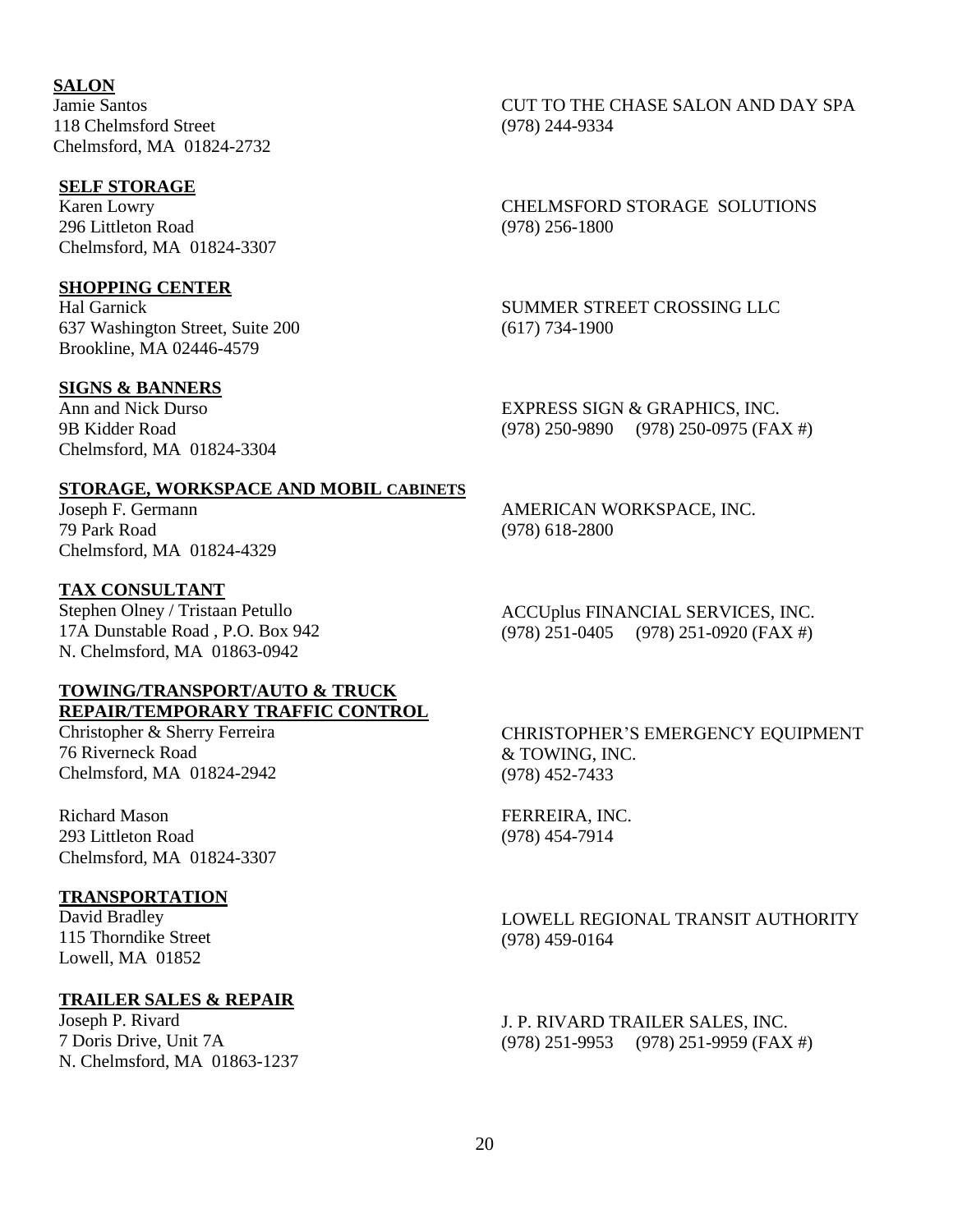**SALON**

Jamie Santos
118 Chelmsford Street
Chelmsford, MA 01824-2732

CUT TO THE CHASE SALON AND DAY SPA
(978) 244-9334

**SELF STORAGE**

Karen Lowry
296 Littleton Road
Chelmsford, MA 01824-3307

CHELMSFORD STORAGE SOLUTIONS
(978) 256-1800

**SHOPPING CENTER**

Hal Garnick
637 Washington Street, Suite 200
Brookline, MA 02446-4579

SUMMER STREET CROSSING LLC
(617) 734-1900

**SIGNS & BANNERS**

Ann and Nick Durso
9B Kidder Road
Chelmsford, MA 01824-3304

EXPRESS SIGN & GRAPHICS, INC.
(978) 250-9890 (978) 250-0975 (FAX #)

**STORAGE, WORKSPACE AND MOBIL CABINETS**

Joseph F. Germann
79 Park Road
Chelmsford, MA 01824-4329

AMERICAN WORKSPACE, INC.
(978) 618-2800

**TAX CONSULTANT**

Stephen Olney / Tristaan Petullo
17A Dunstable Road , P.O. Box 942
N. Chelmsford, MA 01863-0942

ACCUplus FINANCIAL SERVICES, INC.
(978) 251-0405 (978) 251-0920 (FAX #)

**TOWING/TRANSPORT/AUTO & TRUCK REPAIR/TEMPORARY TRAFFIC CONTROL**

Christopher & Sherry Ferreira
76 Riverneck Road
Chelmsford, MA 01824-2942

CHRISTOPHER'S EMERGENCY EQUIPMENT & TOWING, INC.
(978) 452-7433

Richard Mason
293 Littleton Road
Chelmsford, MA 01824-3307

FERREIRA, INC.
(978) 454-7914

**TRANSPORTATION**

David Bradley
115 Thorndike Street
Lowell, MA 01852

LOWELL REGIONAL TRANSIT AUTHORITY
(978) 459-0164

**TRAILER SALES & REPAIR**

Joseph P. Rivard
7 Doris Drive, Unit 7A
N. Chelmsford, MA 01863-1237

J. P. RIVARD TRAILER SALES, INC.
(978) 251-9953 (978) 251-9959 (FAX #)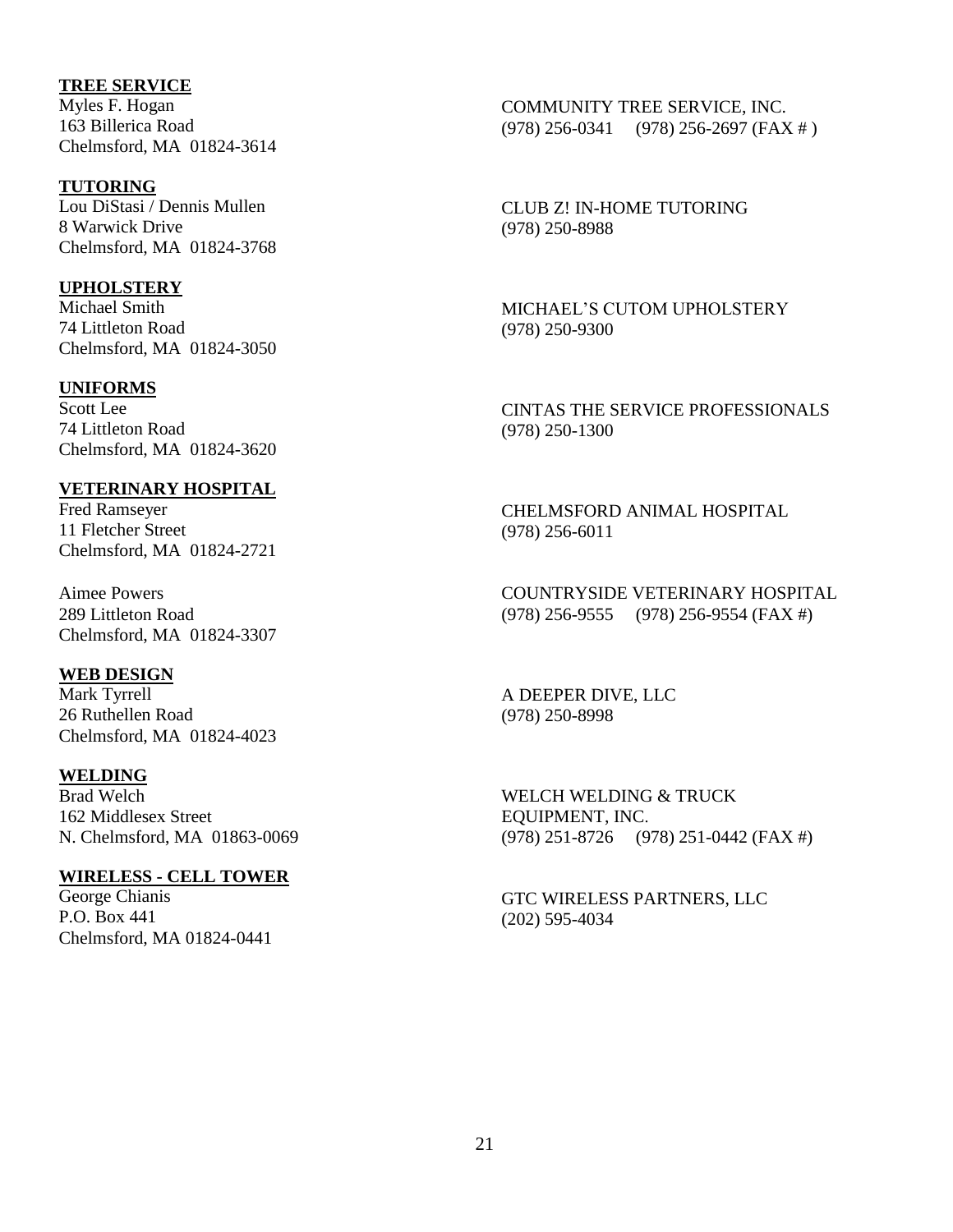**TREE SERVICE**

Myles F. Hogan
163 Billerica Road
Chelmsford, MA 01824-3614

COMMUNITY TREE SERVICE, INC.
(978) 256-0341 (978) 256-2697 (FAX # )

**TUTORING**

Lou DiStasi / Dennis Mullen
8 Warwick Drive
Chelmsford, MA 01824-3768

CLUB Z! IN-HOME TUTORING
(978) 250-8988

**UPHOLSTERY**

Michael Smith
74 Littleton Road
Chelmsford, MA 01824-3050

MICHAEL'S CUTOM UPHOLSTERY
(978) 250-9300

**UNIFORMS**

Scott Lee
74 Littleton Road
Chelmsford, MA 01824-3620

CINTAS THE SERVICE PROFESSIONALS
(978) 250-1300

**VETERINARY HOSPITAL**

Fred Ramseyer
11 Fletcher Street
Chelmsford, MA 01824-2721

CHELMSFORD ANIMAL HOSPITAL
(978) 256-6011

Aimee Powers
289 Littleton Road
Chelmsford, MA 01824-3307

COUNTRYSIDE VETERINARY HOSPITAL
(978) 256-9555 (978) 256-9554 (FAX #)

**WEB DESIGN**

Mark Tyrrell
26 Ruthellen Road
Chelmsford, MA 01824-4023

A DEEPER DIVE, LLC
(978) 250-8998

**WELDING**

Brad Welch
162 Middlesex Street
N. Chelmsford, MA 01863-0069

WELCH WELDING & TRUCK EQUIPMENT, INC.
(978) 251-8726 (978) 251-0442 (FAX #)

**WIRELESS - CELL TOWER**

George Chianis
P.O. Box 441
Chelmsford, MA 01824-0441

GTC WIRELESS PARTNERS, LLC
(202) 595-4034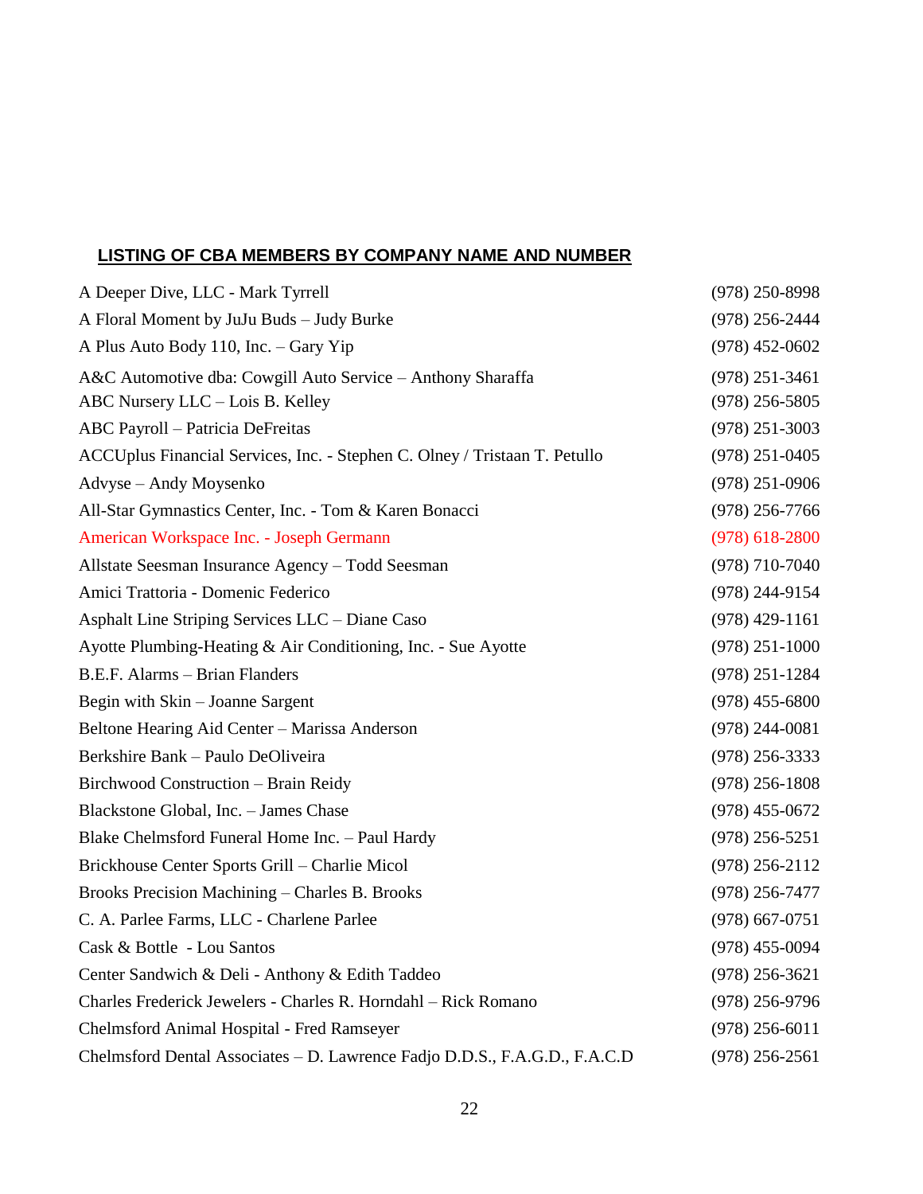## LISTING OF CBA MEMBERS BY COMPANY NAME AND NUMBER

| | |
|---|---|
| A Deeper Dive, LLC - Mark Tyrrell | (978) 250-8998 |
| A Floral Moment by JuJu Buds – Judy Burke | (978) 256-2444 |
| A Plus Auto Body 110, Inc. – Gary Yip | (978) 452-0602 |
| A&C Automotive dba: Cowgill Auto Service – Anthony Sharaffa | (978) 251-3461 |
| ABC Nursery LLC – Lois B. Kelley | (978) 256-5805 |
| ABC Payroll – Patricia DeFreitas | (978) 251-3003 |
| ACCUplus Financial Services, Inc. - Stephen C. Olney / Tristaan T. Petullo | (978) 251-0405 |
| Advyse – Andy Moysenko | (978) 251-0906 |
| All-Star Gymnastics Center, Inc. - Tom & Karen Bonacci | (978) 256-7766 |
| American Workspace Inc. - Joseph Germann | (978) 618-2800 |
| Allstate Seesman Insurance Agency – Todd Seesman | (978) 710-7040 |
| Amici Trattoria - Domenic Federico | (978) 244-9154 |
| Asphalt Line Striping Services LLC – Diane Caso | (978) 429-1161 |
| Ayotte Plumbing-Heating & Air Conditioning, Inc. - Sue Ayotte | (978) 251-1000 |
| B.E.F. Alarms – Brian Flanders | (978) 251-1284 |
| Begin with Skin – Joanne Sargent | (978) 455-6800 |
| Beltone Hearing Aid Center – Marissa Anderson | (978) 244-0081 |
| Berkshire Bank – Paulo DeOliveira | (978) 256-3333 |
| Birchwood Construction – Brain Reidy | (978) 256-1808 |
| Blackstone Global, Inc. – James Chase | (978) 455-0672 |
| Blake Chelmsford Funeral Home Inc. – Paul Hardy | (978) 256-5251 |
| Brickhouse Center Sports Grill – Charlie Micol | (978) 256-2112 |
| Brooks Precision Machining – Charles B. Brooks | (978) 256-7477 |
| C. A. Parlee Farms, LLC - Charlene Parlee | (978) 667-0751 |
| Cask & Bottle - Lou Santos | (978) 455-0094 |
| Center Sandwich & Deli - Anthony & Edith Taddeo | (978) 256-3621 |
| Charles Frederick Jewelers - Charles R. Horndahl – Rick Romano | (978) 256-9796 |
| Chelmsford Animal Hospital - Fred Ramseyer | (978) 256-6011 |
| Chelmsford Dental Associates – D. Lawrence Fadjo D.D.S., F.A.G.D., F.A.C.D | (978) 256-2561 |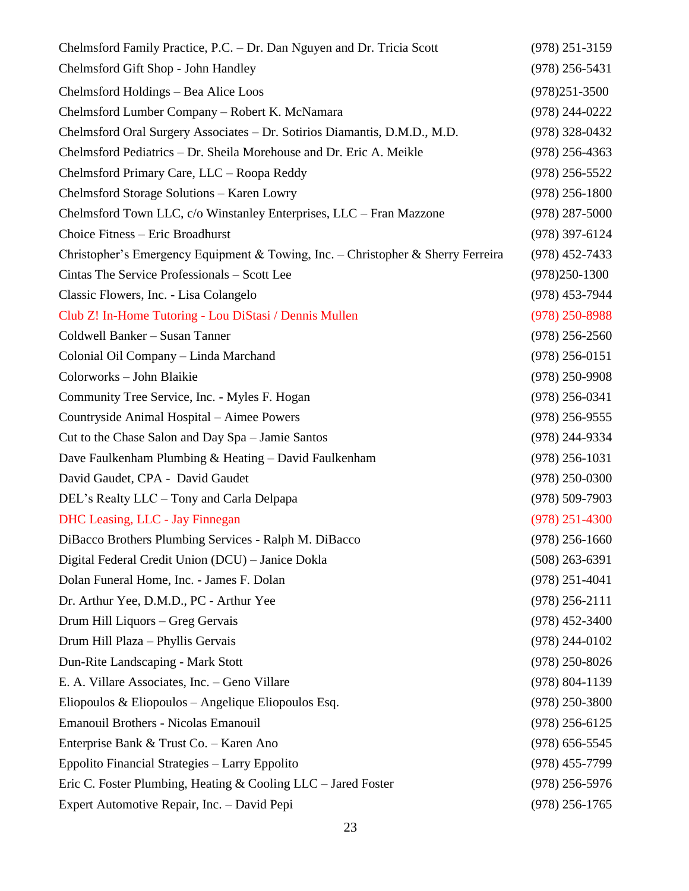| | |
|---|---|
| Chelmsford Family Practice, P.C. – Dr. Dan Nguyen and Dr. Tricia Scott | (978) 251-3159 |
| Chelmsford Gift Shop - John Handley | (978) 256-5431 |
| Chelmsford Holdings – Bea Alice Loos | (978)251-3500 |
| Chelmsford Lumber Company – Robert K. McNamara | (978) 244-0222 |
| Chelmsford Oral Surgery Associates – Dr. Sotirios Diamantis, D.M.D., M.D. | (978) 328-0432 |
| Chelmsford Pediatrics – Dr. Sheila Morehouse and Dr. Eric A. Meikle | (978) 256-4363 |
| Chelmsford Primary Care, LLC – Roopa Reddy | (978) 256-5522 |
| Chelmsford Storage Solutions – Karen Lowry | (978) 256-1800 |
| Chelmsford Town LLC, c/o Winstanley Enterprises, LLC – Fran Mazzone | (978) 287-5000 |
| Choice Fitness – Eric Broadhurst | (978) 397-6124 |
| Christopher's Emergency Equipment & Towing, Inc. – Christopher & Sherry Ferreira | (978) 452-7433 |
| Cintas The Service Professionals – Scott Lee | (978)250-1300 |
| Classic Flowers, Inc. - Lisa Colangelo | (978) 453-7944 |
| Club Z! In-Home Tutoring - Lou DiStasi / Dennis Mullen | (978) 250-8988 |
| Coldwell Banker – Susan Tanner | (978) 256-2560 |
| Colonial Oil Company – Linda Marchand | (978) 256-0151 |
| Colorworks – John Blaikie | (978) 250-9908 |
| Community Tree Service, Inc. - Myles F. Hogan | (978) 256-0341 |
| Countryside Animal Hospital – Aimee Powers | (978) 256-9555 |
| Cut to the Chase Salon and Day Spa – Jamie Santos | (978) 244-9334 |
| Dave Faulkenham Plumbing & Heating – David Faulkenham | (978) 256-1031 |
| David Gaudet, CPA - David Gaudet | (978) 250-0300 |
| DEL's Realty LLC – Tony and Carla Delpapa | (978) 509-7903 |
| DHC Leasing, LLC - Jay Finnegan | (978) 251-4300 |
| DiBacco Brothers Plumbing Services - Ralph M. DiBacco | (978) 256-1660 |
| Digital Federal Credit Union (DCU) – Janice Dokla | (508) 263-6391 |
| Dolan Funeral Home, Inc. - James F. Dolan | (978) 251-4041 |
| Dr. Arthur Yee, D.M.D., PC - Arthur Yee | (978) 256-2111 |
| Drum Hill Liquors – Greg Gervais | (978) 452-3400 |
| Drum Hill Plaza – Phyllis Gervais | (978) 244-0102 |
| Dun-Rite Landscaping - Mark Stott | (978) 250-8026 |
| E. A. Villare Associates, Inc. – Geno Villare | (978) 804-1139 |
| Eliopoulos & Eliopoulos – Angelique Eliopoulos Esq. | (978) 250-3800 |
| Emanouil Brothers - Nicolas Emanouil | (978) 256-6125 |
| Enterprise Bank & Trust Co. – Karen Ano | (978) 656-5545 |
| Eppolito Financial Strategies – Larry Eppolito | (978) 455-7799 |
| Eric C. Foster Plumbing, Heating & Cooling LLC – Jared Foster | (978) 256-5976 |
| Expert Automotive Repair, Inc. – David Pepi | (978) 256-1765 |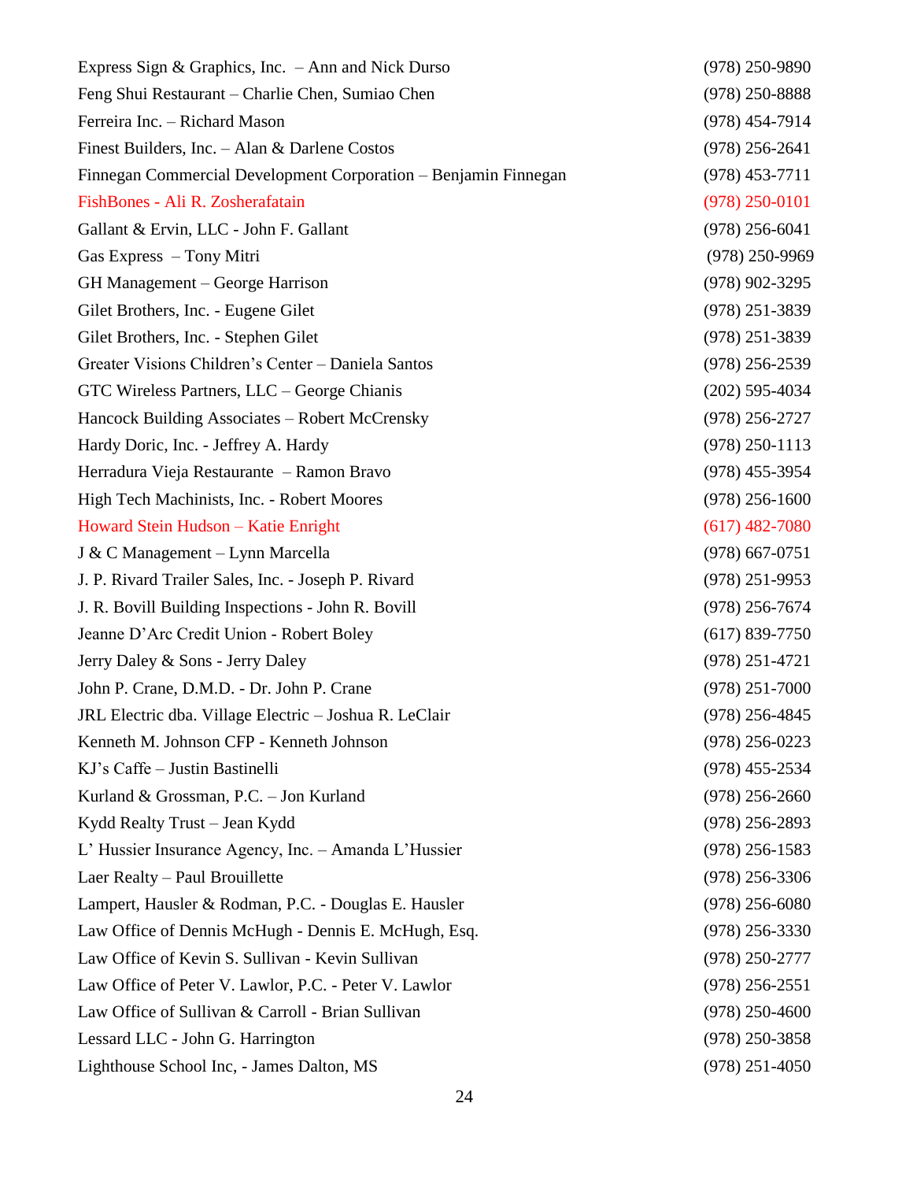| | |
|---|---|
| Express Sign & Graphics, Inc. – Ann and Nick Durso | (978) 250-9890 |
| Feng Shui Restaurant – Charlie Chen, Sumiao Chen | (978) 250-8888 |
| Ferreira Inc. – Richard Mason | (978) 454-7914 |
| Finest Builders, Inc. – Alan & Darlene Costos | (978) 256-2641 |
| Finnegan Commercial Development Corporation – Benjamin Finnegan | (978) 453-7711 |
| FishBones - Ali R. Zosherafatain | (978) 250-0101 |
| Gallant & Ervin, LLC - John F. Gallant | (978) 256-6041 |
| Gas Express – Tony Mitri | (978) 250-9969 |
| GH Management – George Harrison | (978) 902-3295 |
| Gilet Brothers, Inc. - Eugene Gilet | (978) 251-3839 |
| Gilet Brothers, Inc. - Stephen Gilet | (978) 251-3839 |
| Greater Visions Children's Center – Daniela Santos | (978) 256-2539 |
| GTC Wireless Partners, LLC – George Chianis | (202) 595-4034 |
| Hancock Building Associates – Robert McCrensky | (978) 256-2727 |
| Hardy Doric, Inc. - Jeffrey A. Hardy | (978) 250-1113 |
| Herradura Vieja Restaurante – Ramon Bravo | (978) 455-3954 |
| High Tech Machinists, Inc. - Robert Moores | (978) 256-1600 |
| Howard Stein Hudson – Katie Enright | (617) 482-7080 |
| J & C Management – Lynn Marcella | (978) 667-0751 |
| J. P. Rivard Trailer Sales, Inc. - Joseph P. Rivard | (978) 251-9953 |
| J. R. Bovill Building Inspections - John R. Bovill | (978) 256-7674 |
| Jeanne D'Arc Credit Union - Robert Boley | (617) 839-7750 |
| Jerry Daley & Sons - Jerry Daley | (978) 251-4721 |
| John P. Crane, D.M.D. - Dr. John P. Crane | (978) 251-7000 |
| JRL Electric dba. Village Electric – Joshua R. LeClair | (978) 256-4845 |
| Kenneth M. Johnson CFP - Kenneth Johnson | (978) 256-0223 |
| KJ's Caffe – Justin Bastinelli | (978) 455-2534 |
| Kurland & Grossman, P.C. – Jon Kurland | (978) 256-2660 |
| Kydd Realty Trust – Jean Kydd | (978) 256-2893 |
| L' Hussier Insurance Agency, Inc. – Amanda L'Hussier | (978) 256-1583 |
| Laer Realty – Paul Brouillette | (978) 256-3306 |
| Lampert, Hausler & Rodman, P.C. - Douglas E. Hausler | (978) 256-6080 |
| Law Office of Dennis McHugh - Dennis E. McHugh, Esq. | (978) 256-3330 |
| Law Office of Kevin S. Sullivan - Kevin Sullivan | (978) 250-2777 |
| Law Office of Peter V. Lawlor, P.C. - Peter V. Lawlor | (978) 256-2551 |
| Law Office of Sullivan & Carroll - Brian Sullivan | (978) 250-4600 |
| Lessard LLC - John G. Harrington | (978) 250-3858 |
| Lighthouse School Inc, - James Dalton, MS | (978) 251-4050 |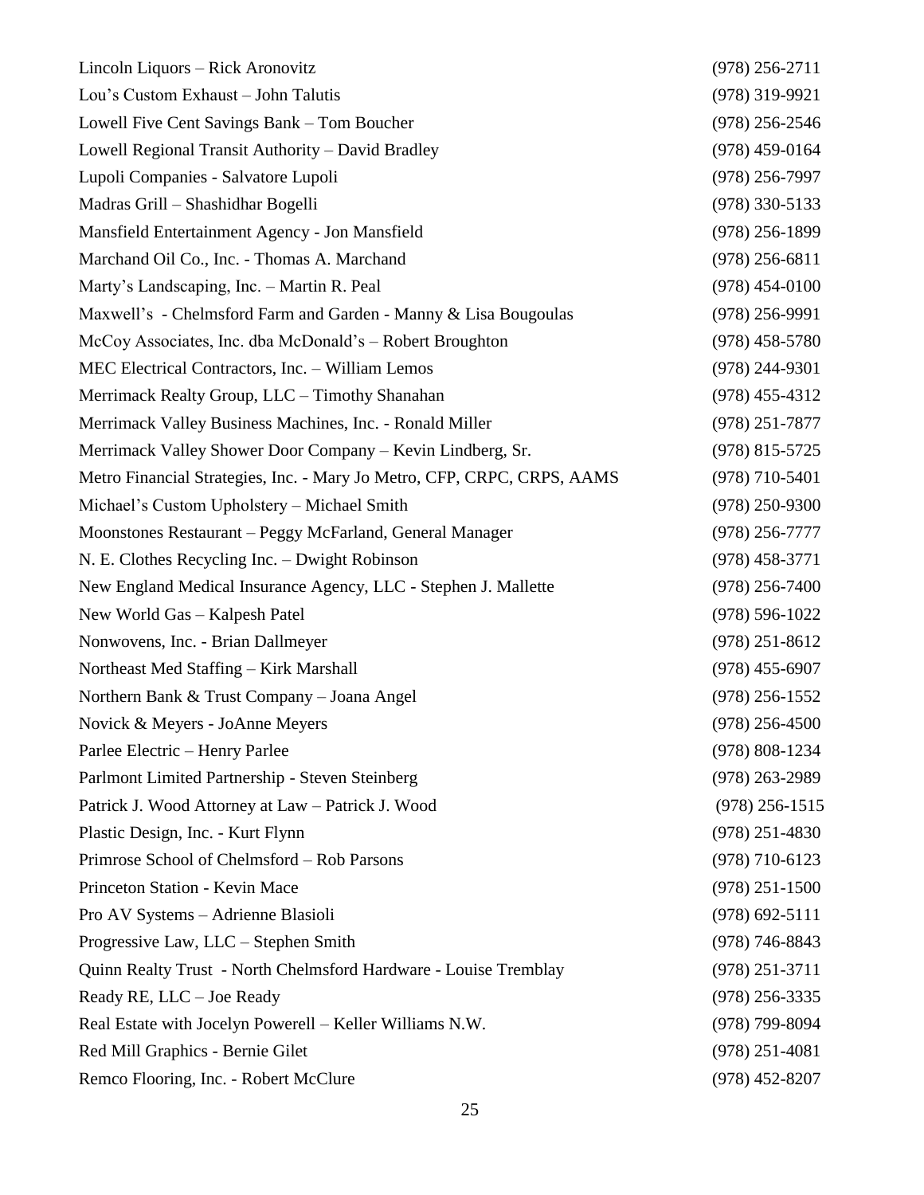| | |
|---|---|
| Lincoln Liquors – Rick Aronovitz | (978) 256-2711 |
| Lou's Custom Exhaust – John Talutis | (978) 319-9921 |
| Lowell Five Cent Savings Bank – Tom Boucher | (978) 256-2546 |
| Lowell Regional Transit Authority – David Bradley | (978) 459-0164 |
| Lupoli Companies - Salvatore Lupoli | (978) 256-7997 |
| Madras Grill – Shashidhar Bogelli | (978) 330-5133 |
| Mansfield Entertainment Agency - Jon Mansfield | (978) 256-1899 |
| Marchand Oil Co., Inc. - Thomas A. Marchand | (978) 256-6811 |
| Marty's Landscaping, Inc. – Martin R. Peal | (978) 454-0100 |
| Maxwell's - Chelmsford Farm and Garden - Manny & Lisa Bougoulas | (978) 256-9991 |
| McCoy Associates, Inc. dba McDonald's – Robert Broughton | (978) 458-5780 |
| MEC Electrical Contractors, Inc. – William Lemos | (978) 244-9301 |
| Merrimack Realty Group, LLC – Timothy Shanahan | (978) 455-4312 |
| Merrimack Valley Business Machines, Inc. - Ronald Miller | (978) 251-7877 |
| Merrimack Valley Shower Door Company – Kevin Lindberg, Sr. | (978) 815-5725 |
| Metro Financial Strategies, Inc. - Mary Jo Metro, CFP, CRPC, CRPS, AAMS | (978) 710-5401 |
| Michael's Custom Upholstery – Michael Smith | (978) 250-9300 |
| Moonstones Restaurant – Peggy McFarland, General Manager | (978) 256-7777 |
| N. E. Clothes Recycling Inc. – Dwight Robinson | (978) 458-3771 |
| New England Medical Insurance Agency, LLC - Stephen J. Mallette | (978) 256-7400 |
| New World Gas – Kalpesh Patel | (978) 596-1022 |
| Nonwovens, Inc. - Brian Dallmeyer | (978) 251-8612 |
| Northeast Med Staffing – Kirk Marshall | (978) 455-6907 |
| Northern Bank & Trust Company – Joana Angel | (978) 256-1552 |
| Novick & Meyers - JoAnne Meyers | (978) 256-4500 |
| Parlee Electric – Henry Parlee | (978) 808-1234 |
| Parlmont Limited Partnership - Steven Steinberg | (978) 263-2989 |
| Patrick J. Wood Attorney at Law – Patrick J. Wood | (978) 256-1515 |
| Plastic Design, Inc. - Kurt Flynn | (978) 251-4830 |
| Primrose School of Chelmsford – Rob Parsons | (978) 710-6123 |
| Princeton Station - Kevin Mace | (978) 251-1500 |
| Pro AV Systems – Adrienne Blasioli | (978) 692-5111 |
| Progressive Law, LLC – Stephen Smith | (978) 746-8843 |
| Quinn Realty Trust - North Chelmsford Hardware - Louise Tremblay | (978) 251-3711 |
| Ready RE, LLC – Joe Ready | (978) 256-3335 |
| Real Estate with Jocelyn Powerell – Keller Williams N.W. | (978) 799-8094 |
| Red Mill Graphics - Bernie Gilet | (978) 251-4081 |
| Remco Flooring, Inc. - Robert McClure | (978) 452-8207 |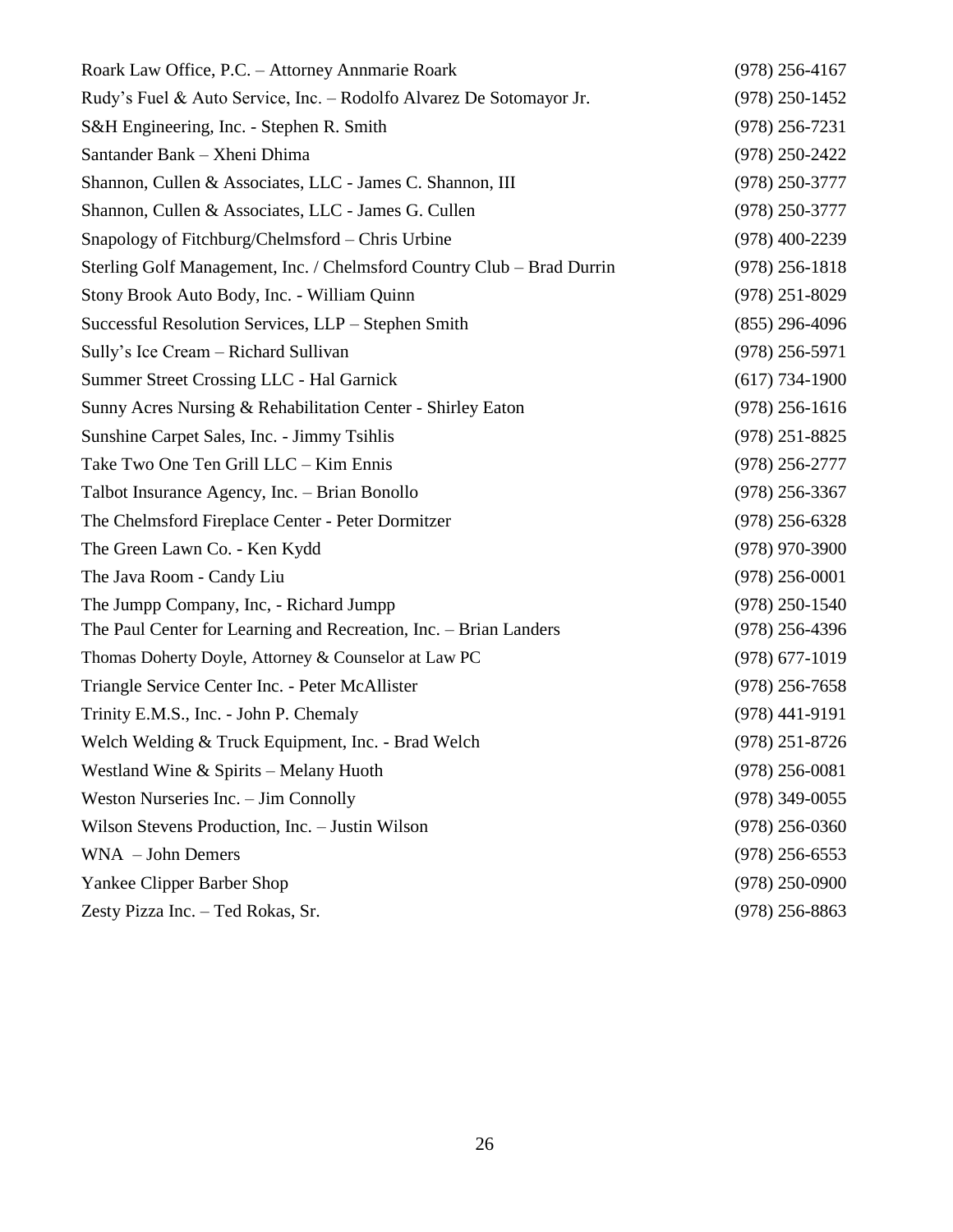| | |
|---|---|
| Roark Law Office, P.C. – Attorney Annmarie Roark | (978) 256-4167 |
| Rudy's Fuel & Auto Service, Inc. – Rodolfo Alvarez De Sotomayor Jr. | (978) 250-1452 |
| S&H Engineering, Inc. - Stephen R. Smith | (978) 256-7231 |
| Santander Bank – Xheni Dhima | (978) 250-2422 |
| Shannon, Cullen & Associates, LLC - James C. Shannon, III | (978) 250-3777 |
| Shannon, Cullen & Associates, LLC - James G. Cullen | (978) 250-3777 |
| Snapology of Fitchburg/Chelmsford – Chris Urbine | (978) 400-2239 |
| Sterling Golf Management, Inc. / Chelmsford Country Club – Brad Durrin | (978) 256-1818 |
| Stony Brook Auto Body, Inc. - William Quinn | (978) 251-8029 |
| Successful Resolution Services, LLP – Stephen Smith | (855) 296-4096 |
| Sully's Ice Cream – Richard Sullivan | (978) 256-5971 |
| Summer Street Crossing LLC - Hal Garnick | (617) 734-1900 |
| Sunny Acres Nursing & Rehabilitation Center - Shirley Eaton | (978) 256-1616 |
| Sunshine Carpet Sales, Inc. - Jimmy Tsihlis | (978) 251-8825 |
| Take Two One Ten Grill LLC – Kim Ennis | (978) 256-2777 |
| Talbot Insurance Agency, Inc. – Brian Bonollo | (978) 256-3367 |
| The Chelmsford Fireplace Center - Peter Dormitzer | (978) 256-6328 |
| The Green Lawn Co. - Ken Kydd | (978) 970-3900 |
| The Java Room - Candy Liu | (978) 256-0001 |
| The Jumpp Company, Inc, - Richard Jumpp | (978) 250-1540 |
| The Paul Center for Learning and Recreation, Inc. – Brian Landers | (978) 256-4396 |
| Thomas Doherty Doyle, Attorney & Counselor at Law PC | (978) 677-1019 |
| Triangle Service Center Inc. - Peter McAllister | (978) 256-7658 |
| Trinity E.M.S., Inc. - John P. Chemaly | (978) 441-9191 |
| Welch Welding & Truck Equipment, Inc. - Brad Welch | (978) 251-8726 |
| Westland Wine & Spirits – Melany Huoth | (978) 256-0081 |
| Weston Nurseries Inc. – Jim Connolly | (978) 349-0055 |
| Wilson Stevens Production, Inc. – Justin Wilson | (978) 256-0360 |
| WNA – John Demers | (978) 256-6553 |
| Yankee Clipper Barber Shop | (978) 250-0900 |
| Zesty Pizza Inc. – Ted Rokas, Sr. | (978) 256-8863 |